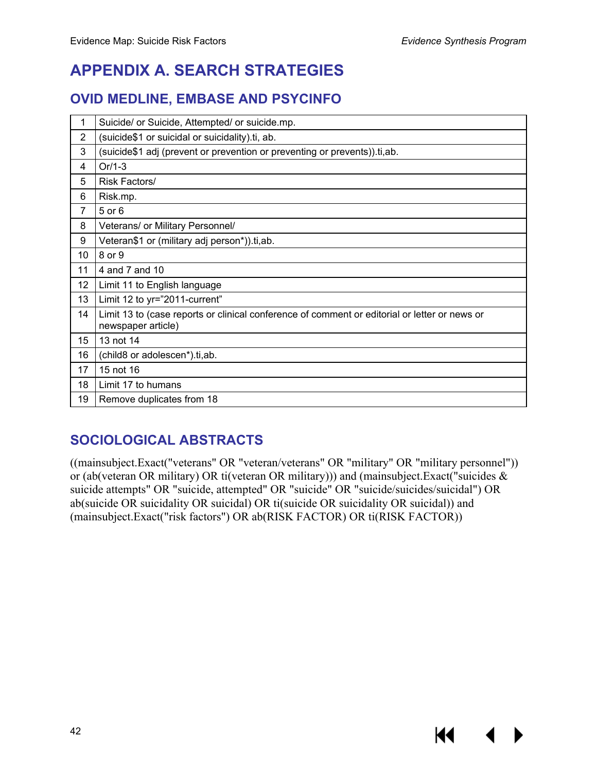# APPENDIX A. SEARCH STRATEGIES

## OVID MEDLINE, EMBASE AND PSYCINFO

| | |
|---|---|
| 1 | Suicide/ or Suicide, Attempted/ or suicide.mp. |
| 2 | (suicide$1 or suicidal or suicidality).ti, ab. |
| 3 | (suicide$1 adj (prevent or prevention or preventing or prevents)).ti,ab. |
| 4 | Or/1-3 |
| 5 | Risk Factors/ |
| 6 | Risk.mp. |
| 7 | 5 or 6 |
| 8 | Veterans/ or Military Personnel/ |
| 9 | Veteran$1 or (military adj person*)).ti,ab. |
| 10 | 8 or 9 |
| 11 | 4 and 7 and 10 |
| 12 | Limit 11 to English language |
| 13 | Limit 12 to yr="2011-current" |
| 14 | Limit 13 to (case reports or clinical conference of comment or editorial or letter or news or newspaper article) |
| 15 | 13 not 14 |
| 16 | (child8 or adolescen*).ti,ab. |
| 17 | 15 not 16 |
| 18 | Limit 17 to humans |
| 19 | Remove duplicates from 18 |

## SOCIOLOGICAL ABSTRACTS

((mainsubject.Exact("veterans" OR "veteran/veterans" OR "military" OR "military personnel")) or (ab(veteran OR military) OR ti(veteran OR military))) and (mainsubject.Exact("suicides & suicide attempts" OR "suicide, attempted" OR "suicide" OR "suicide/suicides/suicidal") OR ab(suicide OR suicidality OR suicidal) OR ti(suicide OR suicidality OR suicidal)) and (mainsubject.Exact("risk factors") OR ab(RISK FACTOR) OR ti(RISK FACTOR))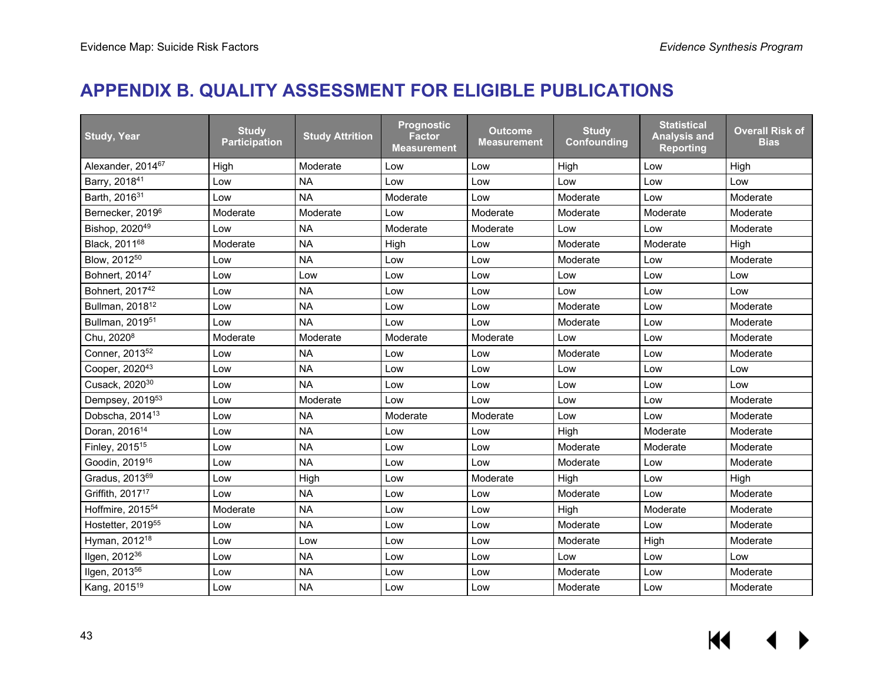# APPENDIX B. QUALITY ASSESSMENT FOR ELIGIBLE PUBLICATIONS

| Study, Year | Study Participation | Study Attrition | Prognostic Factor Measurement | Outcome Measurement | Study Confounding | Statistical Analysis and Reporting | Overall Risk of Bias |
|---|---|---|---|---|---|---|---|
| Alexander, 2014[67] | High | Moderate | Low | Low | High | Low | High |
| Barry, 2018[41] | Low | NA | Low | Low | Low | Low | Low |
| Barth, 2016[31] | Low | NA | Moderate | Low | Moderate | Low | Moderate |
| Bernecker, 2019[6] | Moderate | Moderate | Low | Moderate | Moderate | Moderate | Moderate |
| Bishop, 2020[49] | Low | NA | Moderate | Moderate | Low | Low | Moderate |
| Black, 2011[68] | Moderate | NA | High | Low | Moderate | Moderate | High |
| Blow, 2012[50] | Low | NA | Low | Low | Moderate | Low | Moderate |
| Bohnert, 2014[7] | Low | Low | Low | Low | Low | Low | Low |
| Bohnert, 2017[42] | Low | NA | Low | Low | Low | Low | Low |
| Bullman, 2018[12] | Low | NA | Low | Low | Moderate | Low | Moderate |
| Bullman, 2019[51] | Low | NA | Low | Low | Moderate | Low | Moderate |
| Chu, 2020[8] | Moderate | Moderate | Moderate | Moderate | Low | Low | Moderate |
| Conner, 2013[52] | Low | NA | Low | Low | Moderate | Low | Moderate |
| Cooper, 2020[43] | Low | NA | Low | Low | Low | Low | Low |
| Cusack, 2020[30] | Low | NA | Low | Low | Low | Low | Low |
| Dempsey, 2019[53] | Low | Moderate | Low | Low | Low | Low | Moderate |
| Dobscha, 2014[13] | Low | NA | Moderate | Moderate | Low | Low | Moderate |
| Doran, 2016[14] | Low | NA | Low | Low | High | Moderate | Moderate |
| Finley, 2015[15] | Low | NA | Low | Low | Moderate | Moderate | Moderate |
| Goodin, 2019[16] | Low | NA | Low | Low | Moderate | Low | Moderate |
| Gradus, 2013[69] | Low | High | Low | Moderate | High | Low | High |
| Griffith, 2017[17] | Low | NA | Low | Low | Moderate | Low | Moderate |
| Hoffmire, 2015[54] | Moderate | NA | Low | Low | High | Moderate | Moderate |
| Hostetter, 2019[55] | Low | NA | Low | Low | Moderate | Low | Moderate |
| Hyman, 2012[18] | Low | Low | Low | Low | Moderate | High | Moderate |
| Ilgen, 2012[36] | Low | NA | Low | Low | Low | Low | Low |
| Ilgen, 2013[56] | Low | NA | Low | Low | Moderate | Low | Moderate |
| Kang, 2015[19] | Low | NA | Low | Low | Moderate | Low | Moderate |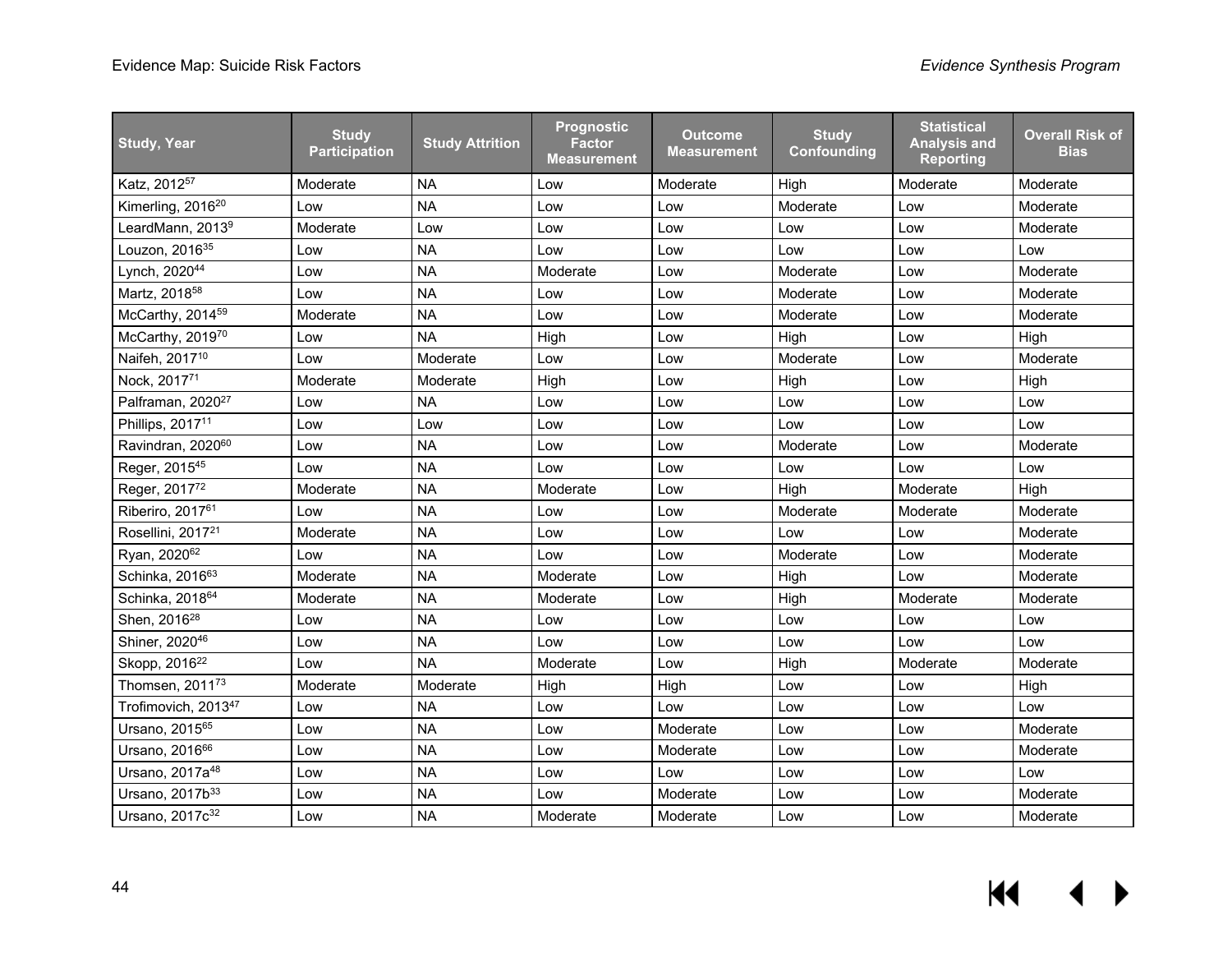| Study, Year | Study Participation | Study Attrition | Prognostic Factor Measurement | Outcome Measurement | Study Confounding | Statistical Analysis and Reporting | Overall Risk of Bias |
|---|---|---|---|---|---|---|---|
| Katz, 2012[57] | Moderate | NA | Low | Moderate | High | Moderate | Moderate |
| Kimerling, 2016[20] | Low | NA | Low | Low | Moderate | Low | Moderate |
| LeardMann, 2013[9] | Moderate | Low | Low | Low | Low | Low | Moderate |
| Louzon, 2016[35] | Low | NA | Low | Low | Low | Low | Low |
| Lynch, 2020[44] | Low | NA | Moderate | Low | Moderate | Low | Moderate |
| Martz, 2018[58] | Low | NA | Low | Low | Moderate | Low | Moderate |
| McCarthy, 2014[59] | Moderate | NA | Low | Low | Moderate | Low | Moderate |
| McCarthy, 2019[70] | Low | NA | High | Low | High | Low | High |
| Naifeh, 2017[10] | Low | Moderate | Low | Low | Moderate | Low | Moderate |
| Nock, 2017[71] | Moderate | Moderate | High | Low | High | Low | High |
| Palframan, 2020[27] | Low | NA | Low | Low | Low | Low | Low |
| Phillips, 2017[11] | Low | Low | Low | Low | Low | Low | Low |
| Ravindran, 2020[60] | Low | NA | Low | Low | Moderate | Low | Moderate |
| Reger, 2015[45] | Low | NA | Low | Low | Low | Low | Low |
| Reger, 2017[72] | Moderate | NA | Moderate | Low | High | Moderate | High |
| Riberiro, 2017[61] | Low | NA | Low | Low | Moderate | Moderate | Moderate |
| Rosellini, 2017[21] | Moderate | NA | Low | Low | Low | Low | Moderate |
| Ryan, 2020[62] | Low | NA | Low | Low | Moderate | Low | Moderate |
| Schinka, 2016[63] | Moderate | NA | Moderate | Low | High | Low | Moderate |
| Schinka, 2018[64] | Moderate | NA | Moderate | Low | High | Moderate | Moderate |
| Shen, 2016[28] | Low | NA | Low | Low | Low | Low | Low |
| Shiner, 2020[46] | Low | NA | Low | Low | Low | Low | Low |
| Skopp, 2016[22] | Low | NA | Moderate | Low | High | Moderate | Moderate |
| Thomsen, 2011[73] | Moderate | Moderate | High | High | Low | Low | High |
| Trofimovich, 2013[47] | Low | NA | Low | Low | Low | Low | Low |
| Ursano, 2015[65] | Low | NA | Low | Moderate | Low | Low | Moderate |
| Ursano, 2016[66] | Low | NA | Low | Moderate | Low | Low | Moderate |
| Ursano, 2017a[48] | Low | NA | Low | Low | Low | Low | Low |
| Ursano, 2017b[33] | Low | NA | Low | Moderate | Low | Low | Moderate |
| Ursano, 2017c[32] | Low | NA | Moderate | Moderate | Low | Low | Moderate |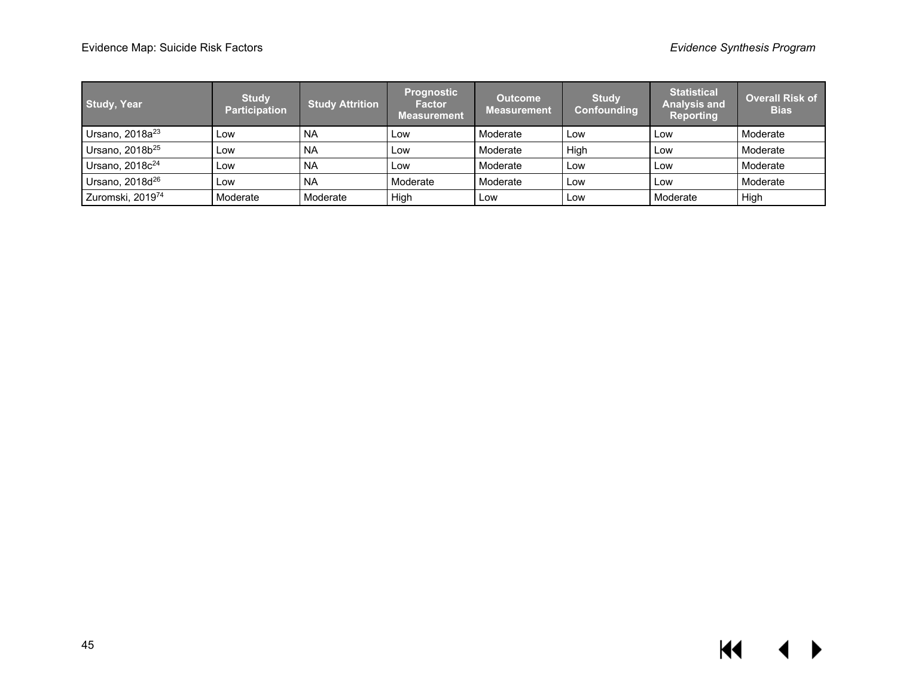| Study, Year | Study Participation | Study Attrition | Prognostic Factor Measurement | Outcome Measurement | Study Confounding | Statistical Analysis and Reporting | Overall Risk of Bias |
|---|---|---|---|---|---|---|---|
| Ursano, 2018a[23] | Low | NA | Low | Moderate | Low | Low | Moderate |
| Ursano, 2018b[25] | Low | NA | Low | Moderate | High | Low | Moderate |
| Ursano, 2018c[24] | Low | NA | Low | Moderate | Low | Low | Moderate |
| Ursano, 2018d[26] | Low | NA | Moderate | Moderate | Low | Low | Moderate |
| Zuromski, 2019[74] | Moderate | Moderate | High | Low | Low | Moderate | High |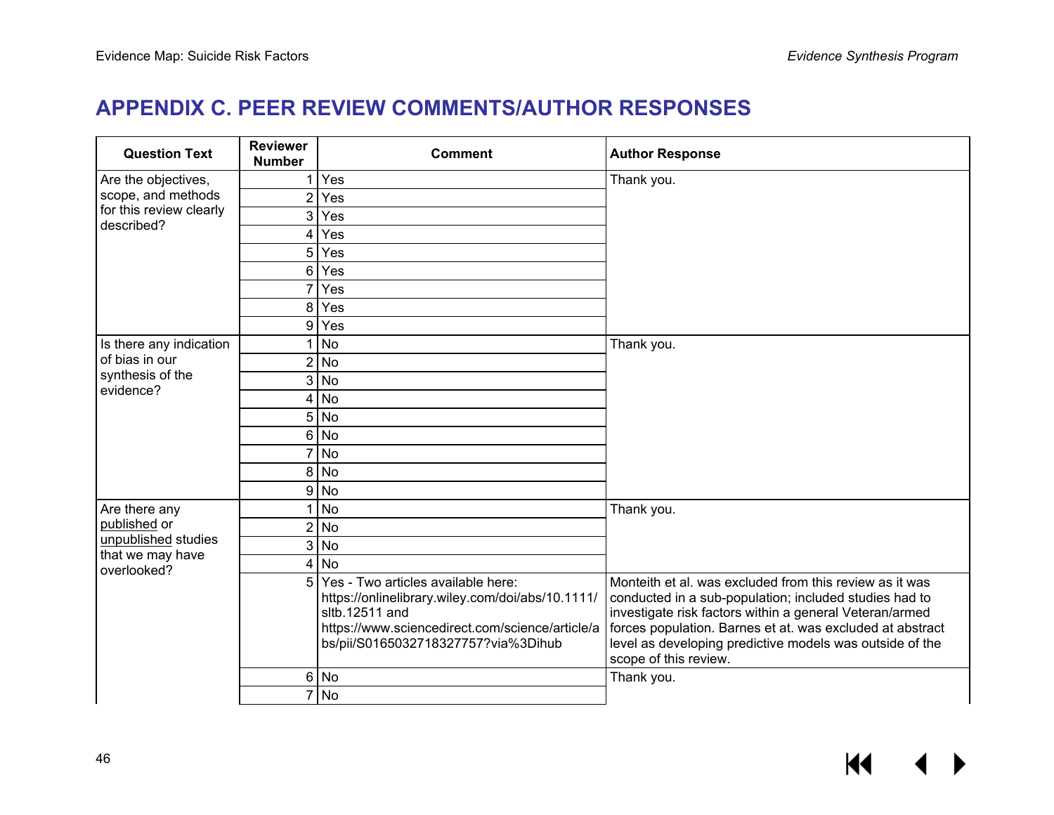# APPENDIX C. PEER REVIEW COMMENTS/AUTHOR RESPONSES

| Question Text | Reviewer Number | Comment | Author Response |
|---|---|---|---|
| Are the objectives, scope, and methods for this review clearly described? | 1 | Yes | Thank you. |
| | 2 | Yes | |
| | 3 | Yes | |
| | 4 | Yes | |
| | 5 | Yes | |
| | 6 | Yes | |
| | 7 | Yes | |
| | 8 | Yes | |
| | 9 | Yes | |
| Is there any indication of bias in our synthesis of the evidence? | 1 | No | Thank you. |
| | 2 | No | |
| | 3 | No | |
| | 4 | No | |
| | 5 | No | |
| | 6 | No | |
| | 7 | No | |
| | 8 | No | |
| | 9 | No | |
| Are there any published or unpublished studies that we may have overlooked? | 1 | No | Thank you. |
| | 2 | No | |
| | 3 | No | |
| | 4 | No | |
| | 5 | Yes - Two articles available here: https://onlinelibrary.wiley.com/doi/abs/10.1111/sltb.12511 and https://www.sciencedirect.com/science/article/abs/pii/S0165032718327757?via%3Dihub | Monteith et al. was excluded from this review as it was conducted in a sub-population; included studies had to investigate risk factors within a general Veteran/armed forces population. Barnes et at. was excluded at abstract level as developing predictive models was outside of the scope of this review. |
| | 6 | No | Thank you. |
| | 7 | No | |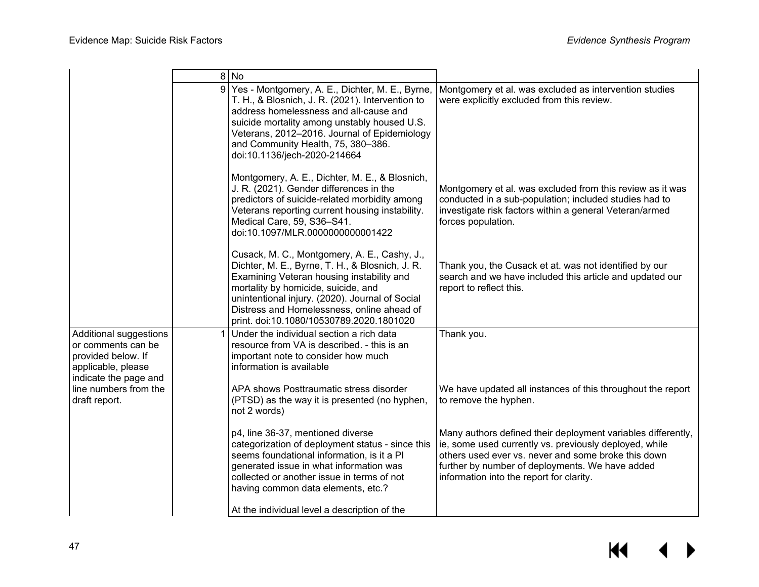| | | | |
|---|---|---|---|
| | 8 | No | |
| | 9 | Yes - Montgomery, A. E., Dichter, M. E., Byrne, T. H., & Blosnich, J. R. (2021). Intervention to address homelessness and all-cause and suicide mortality among unstably housed U.S. Veterans, 2012–2016. Journal of Epidemiology and Community Health, 75, 380–386. doi:10.1136/jech-2020-214664<br><br>Montgomery, A. E., Dichter, M. E., & Blosnich, J. R. (2021). Gender differences in the predictors of suicide-related morbidity among Veterans reporting current housing instability. Medical Care, 59, S36–S41. doi:10.1097/MLR.0000000000001422<br><br>Cusack, M. C., Montgomery, A. E., Cashy, J., Dichter, M. E., Byrne, T. H., & Blosnich, J. R. Examining Veteran housing instability and mortality by homicide, suicide, and unintentional injury. (2020). Journal of Social Distress and Homelessness, online ahead of print. doi:10.1080/10530789.2020.1801020 | Montgomery et al. was excluded as intervention studies were explicitly excluded from this review.<br><br>Montgomery et al. was excluded from this review as it was conducted in a sub-population; included studies had to investigate risk factors within a general Veteran/armed forces population.<br><br>Thank you, the Cusack et at. was not identified by our search and we have included this article and updated our report to reflect this. |
| Additional suggestions or comments can be provided below. If applicable, please indicate the page and line numbers from the draft report. | 1 | Under the individual section a rich data resource from VA is described. - this is an important note to consider how much information is available<br><br>APA shows Posttraumatic stress disorder (PTSD) as the way it is presented (no hyphen, not 2 words)<br><br>p4, line 36-37, mentioned diverse categorization of deployment status - since this seems foundational information, is it a PI generated issue in what information was collected or another issue in terms of not having common data elements, etc.?<br><br>At the individual level a description of the | Thank you.<br><br>We have updated all instances of this throughout the report to remove the hyphen.<br><br>Many authors defined their deployment variables differently, ie, some used currently vs. previously deployed, while others used ever vs. never and some broke this down further by number of deployments. We have added information into the report for clarity. |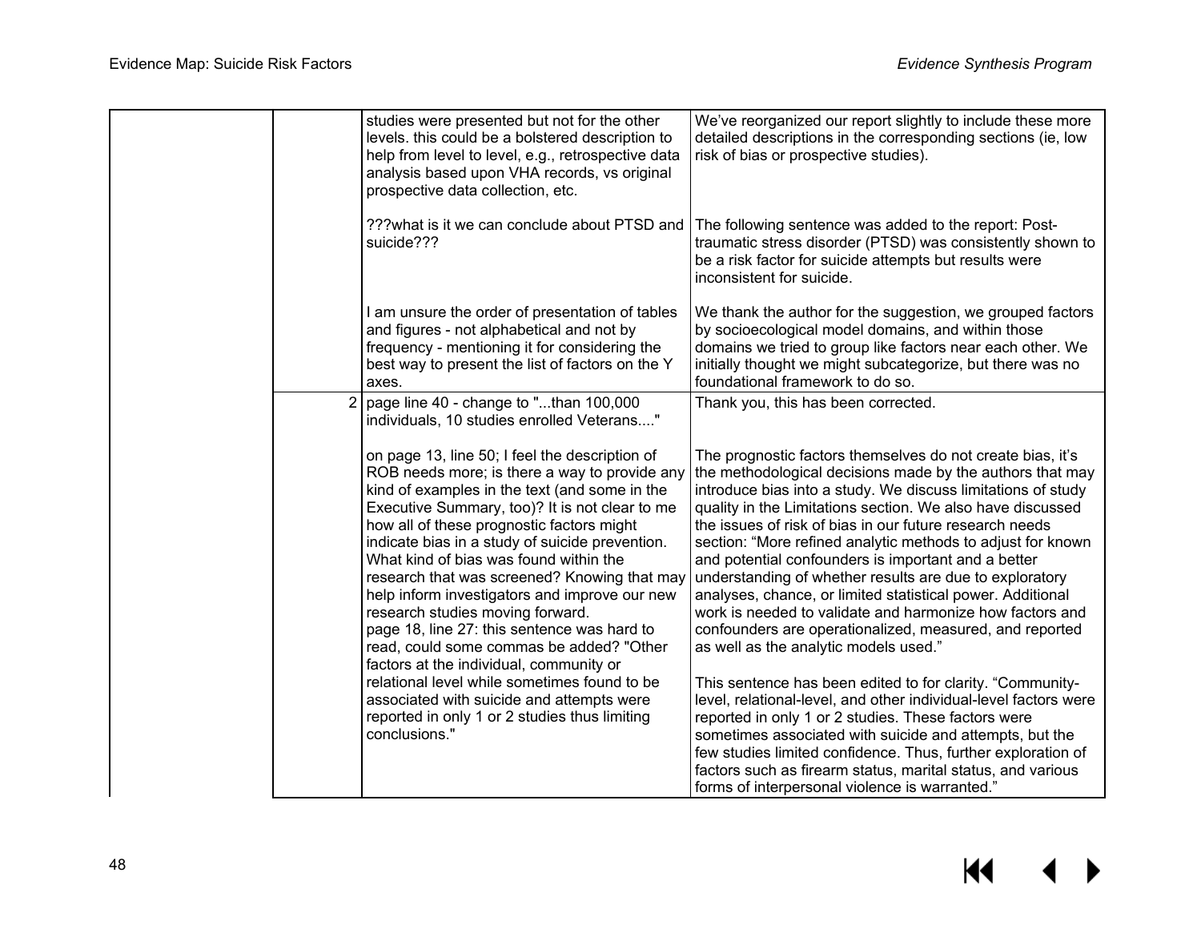|  |  | studies were presented but not for the other levels. this could be a bolstered description to help from level to level, e.g., retrospective data analysis based upon VHA records, vs original prospective data collection, etc.<br><br>???what is it we can conclude about PTSD and suicide???<br><br>I am unsure the order of presentation of tables and figures - not alphabetical and not by frequency - mentioning it for considering the best way to present the list of factors on the Y axes. | We've reorganized our report slightly to include these more detailed descriptions in the corresponding sections (ie, low risk of bias or prospective studies).<br><br>The following sentence was added to the report: Post-traumatic stress disorder (PTSD) was consistently shown to be a risk factor for suicide attempts but results were inconsistent for suicide.<br><br>We thank the author for the suggestion, we grouped factors by socioecological model domains, and within those domains we tried to group like factors near each other. We initially thought we might subcategorize, but there was no foundational framework to do so. |
|---|---|---|---|
|  | 2 | page line 40 - change to "...than 100,000 individuals, 10 studies enrolled Veterans...."<br><br>on page 13, line 50; I feel the description of ROB needs more; is there a way to provide any kind of examples in the text (and some in the Executive Summary, too)? It is not clear to me how all of these prognostic factors might indicate bias in a study of suicide prevention. What kind of bias was found within the research that was screened? Knowing that may help inform investigators and improve our new research studies moving forward.<br>page 18, line 27: this sentence was hard to read, could some commas be added? "Other factors at the individual, community or relational level while sometimes found to be associated with suicide and attempts were reported in only 1 or 2 studies thus limiting conclusions." | Thank you, this has been corrected.<br><br>The prognostic factors themselves do not create bias, it's the methodological decisions made by the authors that may introduce bias into a study. We discuss limitations of study quality in the Limitations section. We also have discussed the issues of risk of bias in our future research needs section: "More refined analytic methods to adjust for known and potential confounders is important and a better understanding of whether results are due to exploratory analyses, chance, or limited statistical power. Additional work is needed to validate and harmonize how factors and confounders are operationalized, measured, and reported as well as the analytic models used."<br><br>This sentence has been edited to for clarity. "Community-level, relational-level, and other individual-level factors were reported in only 1 or 2 studies. These factors were sometimes associated with suicide and attempts, but the few studies limited confidence. Thus, further exploration of factors such as firearm status, marital status, and various forms of interpersonal violence is warranted." |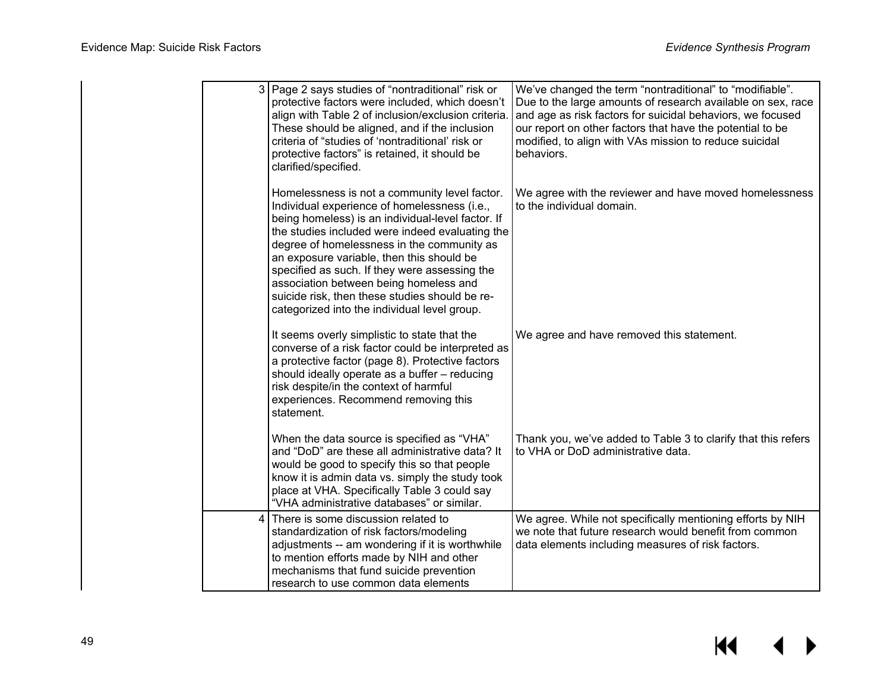| | | |
|---|---|---|
| 3 | Page 2 says studies of “nontraditional” risk or protective factors were included, which doesn’t align with Table 2 of inclusion/exclusion criteria. These should be aligned, and if the inclusion criteria of “studies of ‘nontraditional’ risk or protective factors” is retained, it should be clarified/specified.<br><br>Homelessness is not a community level factor. Individual experience of homelessness (i.e., being homeless) is an individual-level factor. If the studies included were indeed evaluating the degree of homelessness in the community as an exposure variable, then this should be specified as such. If they were assessing the association between being homeless and suicide risk, then these studies should be re-categorized into the individual level group.<br><br>It seems overly simplistic to state that the converse of a risk factor could be interpreted as a protective factor (page 8). Protective factors should ideally operate as a buffer – reducing risk despite/in the context of harmful experiences. Recommend removing this statement.<br><br>When the data source is specified as “VHA” and “DoD” are these all administrative data? It would be good to specify this so that people know it is admin data vs. simply the study took place at VHA. Specifically Table 3 could say “VHA administrative databases” or similar. | We’ve changed the term “nontraditional” to “modifiable”. Due to the large amounts of research available on sex, race and age as risk factors for suicidal behaviors, we focused our report on other factors that have the potential to be modified, to align with VAs mission to reduce suicidal behaviors.<br><br>We agree with the reviewer and have moved homelessness to the individual domain.<br><br>We agree and have removed this statement.<br><br>Thank you, we’ve added to Table 3 to clarify that this refers to VHA or DoD administrative data. |
| 4 | There is some discussion related to standardization of risk factors/modeling adjustments -- am wondering if it is worthwhile to mention efforts made by NIH and other mechanisms that fund suicide prevention research to use common data elements | We agree. While not specifically mentioning efforts by NIH we note that future research would benefit from common data elements including measures of risk factors. |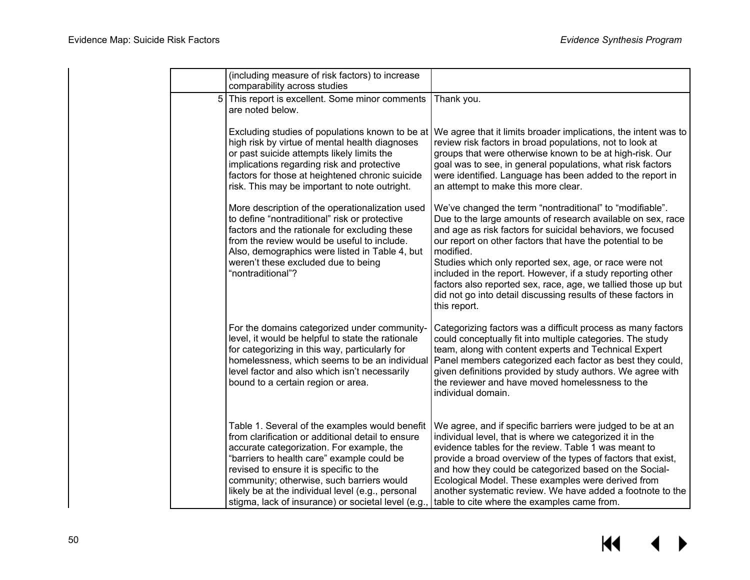| | | |
|---|---|---|
| | (including measure of risk factors) to increase comparability across studies | |
| 5 | This report is excellent. Some minor comments are noted below. | Thank you. |
| | Excluding studies of populations known to be at high risk by virtue of mental health diagnoses or past suicide attempts likely limits the implications regarding risk and protective factors for those at heightened chronic suicide risk. This may be important to note outright. | We agree that it limits broader implications, the intent was to review risk factors in broad populations, not to look at groups that were otherwise known to be at high-risk. Our goal was to see, in general populations, what risk factors were identified. Language has been added to the report in an attempt to make this more clear. |
| | More description of the operationalization used to define "nontraditional" risk or protective factors and the rationale for excluding these from the review would be useful to include. Also, demographics were listed in Table 4, but weren't these excluded due to being "nontraditional"? | We've changed the term "nontraditional" to "modifiable". Due to the large amounts of research available on sex, race and age as risk factors for suicidal behaviors, we focused our report on other factors that have the potential to be modified.<br>Studies which only reported sex, age, or race were not included in the report. However, if a study reporting other factors also reported sex, race, age, we tallied those up but did not go into detail discussing results of these factors in this report. |
| | For the domains categorized under community-level, it would be helpful to state the rationale for categorizing in this way, particularly for homelessness, which seems to be an individual level factor and also which isn't necessarily bound to a certain region or area. | Categorizing factors was a difficult process as many factors could conceptually fit into multiple categories. The study team, along with content experts and Technical Expert Panel members categorized each factor as best they could, given definitions provided by study authors. We agree with the reviewer and have moved homelessness to the individual domain. |
| | Table 1. Several of the examples would benefit from clarification or additional detail to ensure accurate categorization. For example, the "barriers to health care" example could be revised to ensure it is specific to the community; otherwise, such barriers would likely be at the individual level (e.g., personal stigma, lack of insurance) or societal level (e.g., | We agree, and if specific barriers were judged to be at an individual level, that is where we categorized it in the evidence tables for the review. Table 1 was meant to provide a broad overview of the types of factors that exist, and how they could be categorized based on the Social-Ecological Model. These examples were derived from another systematic review. We have added a footnote to the table to cite where the examples came from. |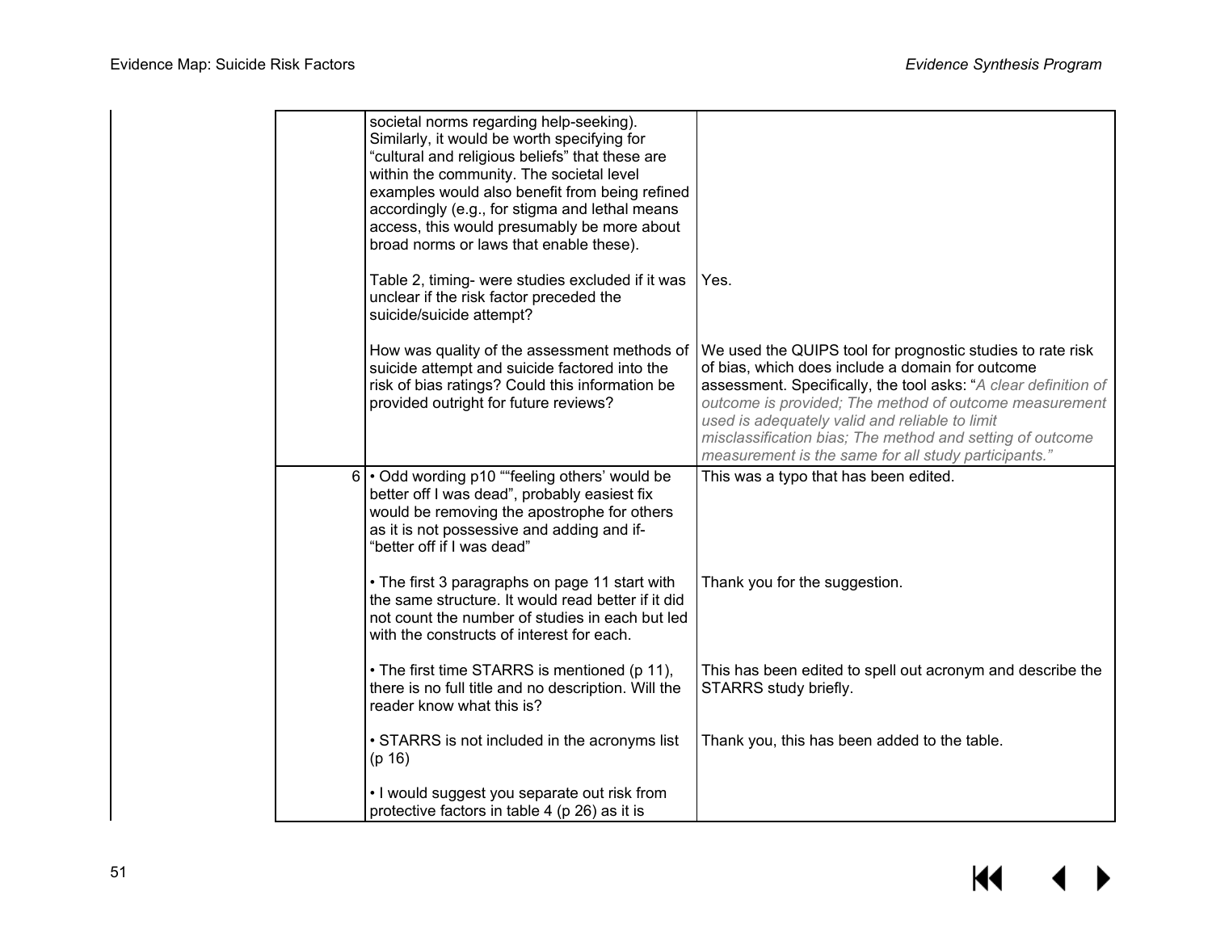| | | |
|---|---|---|
| | societal norms regarding help-seeking). Similarly, it would be worth specifying for "cultural and religious beliefs" that these are within the community. The societal level examples would also benefit from being refined accordingly (e.g., for stigma and lethal means access, this would presumably be more about broad norms or laws that enable these).<br><br>Table 2, timing- were studies excluded if it was unclear if the risk factor preceded the suicide/suicide attempt?<br><br>How was quality of the assessment methods of suicide attempt and suicide factored into the risk of bias ratings? Could this information be provided outright for future reviews? | <br><br><br><br><br><br><br><br>Yes.<br><br><br>We used the QUIPS tool for prognostic studies to rate risk of bias, which does include a domain for outcome assessment. Specifically, the tool asks: "*A clear definition of outcome is provided; The method of outcome measurement used is adequately valid and reliable to limit misclassification bias; The method and setting of outcome measurement is the same for all study participants.*" |
| 6 | • Odd wording p10 ""feeling others' would be better off I was dead", probably easiest fix would be removing the apostrophe for others as it is not possessive and adding and if- "better off if I was dead"<br><br>• The first 3 paragraphs on page 11 start with the same structure. It would read better if it did not count the number of studies in each but led with the constructs of interest for each.<br><br>• The first time STARRS is mentioned (p 11), there is no full title and no description. Will the reader know what this is?<br><br>• STARRS is not included in the acronyms list (p 16)<br><br>• I would suggest you separate out risk from protective factors in table 4 (p 26) as it is | This was a typo that has been edited.<br><br><br><br><br>Thank you for the suggestion.<br><br><br><br>This has been edited to spell out acronym and describe the STARRS study briefly.<br><br><br>Thank you, this has been added to the table. |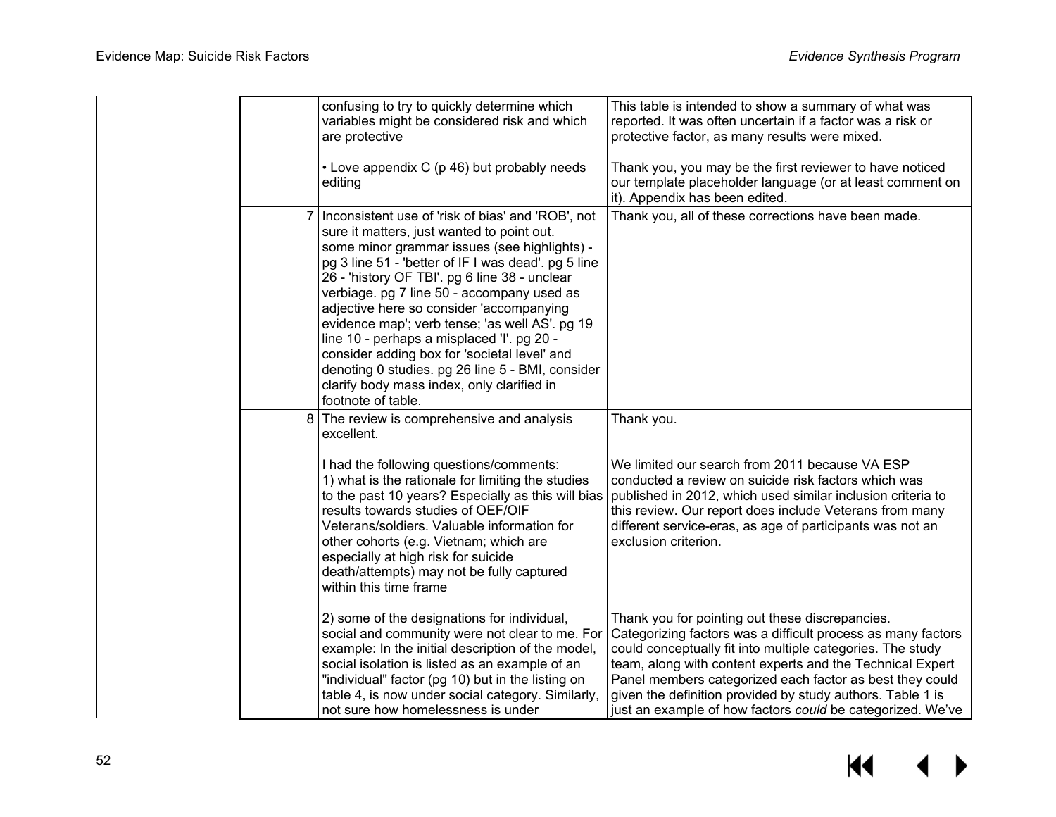| | | |
|---|---|---|
| | confusing to try to quickly determine which variables might be considered risk and which are protective<br><br>• Love appendix C (p 46) but probably needs editing | This table is intended to show a summary of what was reported. It was often uncertain if a factor was a risk or protective factor, as many results were mixed.<br><br>Thank you, you may be the first reviewer to have noticed our template placeholder language (or at least comment on it). Appendix has been edited. |
| 7 | Inconsistent use of 'risk of bias' and 'ROB', not sure it matters, just wanted to point out. some minor grammar issues (see highlights) - pg 3 line 51 - 'better of IF I was dead'. pg 5 line 26 - 'history OF TBI'. pg 6 line 38 - unclear verbiage. pg 7 line 50 - accompany used as adjective here so consider 'accompanying evidence map'; verb tense; 'as well AS'. pg 19 line 10 - perhaps a misplaced 'I'. pg 20 - consider adding box for 'societal level' and denoting 0 studies. pg 26 line 5 - BMI, consider clarify body mass index, only clarified in footnote of table. | Thank you, all of these corrections have been made. |
| 8 | The review is comprehensive and analysis excellent.<br><br>I had the following questions/comments:<br>1) what is the rationale for limiting the studies to the past 10 years? Especially as this will bias results towards studies of OEF/OIF Veterans/soldiers. Valuable information for other cohorts (e.g. Vietnam; which are especially at high risk for suicide death/attempts) may not be fully captured within this time frame<br><br>2) some of the designations for individual, social and community were not clear to me. For example: In the initial description of the model, social isolation is listed as an example of an "individual" factor (pg 10) but in the listing on table 4, is now under social category. Similarly, not sure how homelessness is under | Thank you.<br><br>We limited our search from 2011 because VA ESP conducted a review on suicide risk factors which was published in 2012, which used similar inclusion criteria to this review. Our report does include Veterans from many different service-eras, as age of participants was not an exclusion criterion.<br><br>Thank you for pointing out these discrepancies. Categorizing factors was a difficult process as many factors could conceptually fit into multiple categories. The study team, along with content experts and the Technical Expert Panel members categorized each factor as best they could given the definition provided by study authors. Table 1 is just an example of how factors *could* be categorized. We've |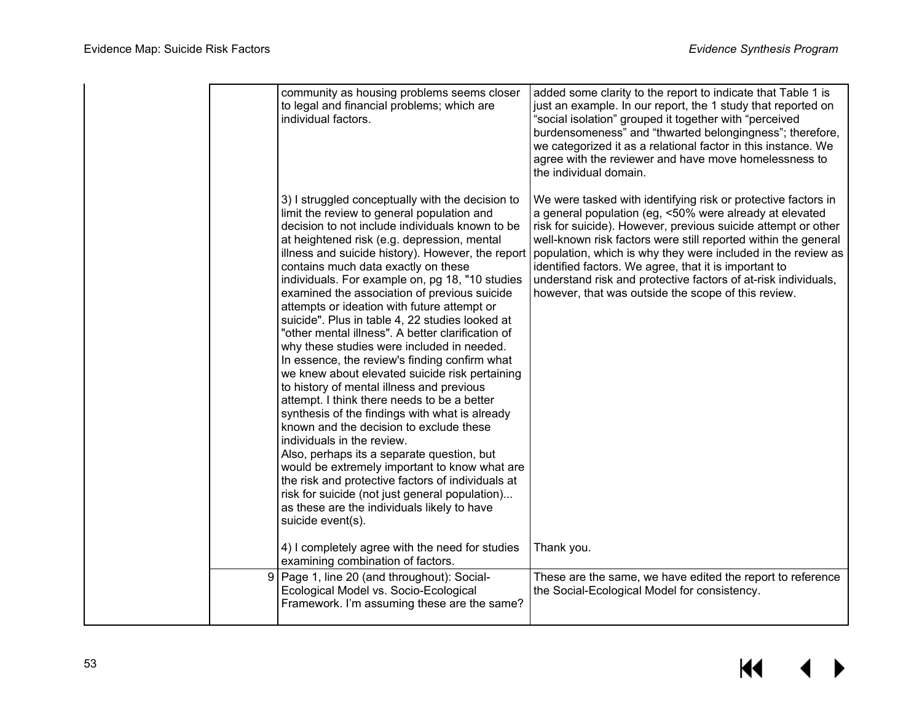| | | | |
|---|---|---|---|
| | | community as housing problems seems closer to legal and financial problems; which are individual factors. | added some clarity to the report to indicate that Table 1 is just an example. In our report, the 1 study that reported on "social isolation" grouped it together with "perceived burdensomeness" and "thwarted belongingness"; therefore, we categorized it as a relational factor in this instance. We agree with the reviewer and have move homelessness to the individual domain. |
| | | 3) I struggled conceptually with the decision to limit the review to general population and decision to not include individuals known to be at heightened risk (e.g. depression, mental illness and suicide history). However, the report contains much data exactly on these individuals. For example on, pg 18, "10 studies examined the association of previous suicide attempts or ideation with future attempt or suicide". Plus in table 4, 22 studies looked at "other mental illness". A better clarification of why these studies were included in needed.<br>In essence, the review's finding confirm what we knew about elevated suicide risk pertaining to history of mental illness and previous attempt. I think there needs to be a better synthesis of the findings with what is already known and the decision to exclude these individuals in the review.<br>Also, perhaps its a separate question, but would be extremely important to know what are the risk and protective factors of individuals at risk for suicide (not just general population)... as these are the individuals likely to have suicide event(s). | We were tasked with identifying risk or protective factors in a general population (eg, <50% were already at elevated risk for suicide). However, previous suicide attempt or other well-known risk factors were still reported within the general population, which is why they were included in the review as identified factors. We agree, that it is important to understand risk and protective factors of at-risk individuals, however, that was outside the scope of this review. |
| | | 4) I completely agree with the need for studies examining combination of factors. | Thank you. |
| | 9 | Page 1, line 20 (and throughout): Social-Ecological Model vs. Socio-Ecological Framework. I'm assuming these are the same? | These are the same, we have edited the report to reference the Social-Ecological Model for consistency. |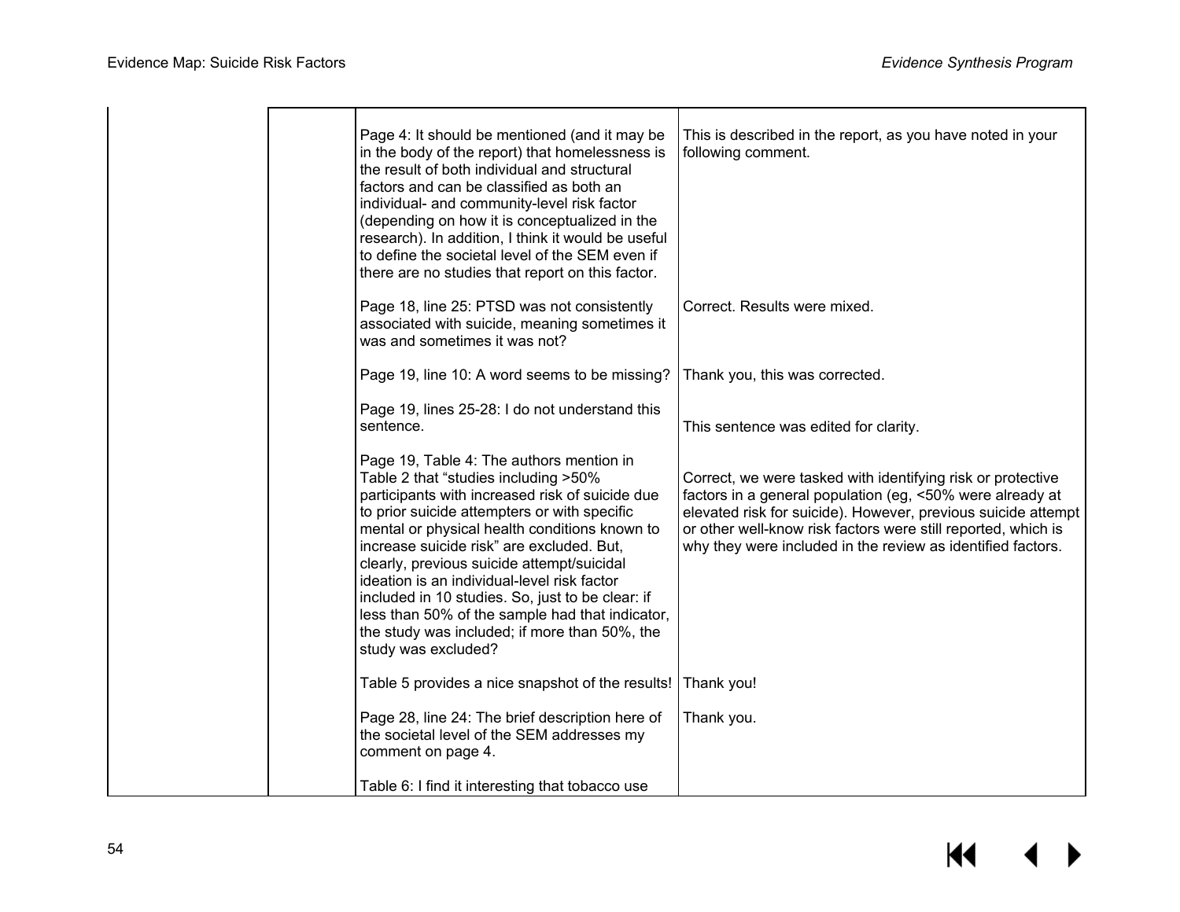| | | | |
|---|---|---|---|
| | | Page 4: It should be mentioned (and it may be in the body of the report) that homelessness is the result of both individual and structural factors and can be classified as both an individual- and community-level risk factor (depending on how it is conceptualized in the research). In addition, I think it would be useful to define the societal level of the SEM even if there are no studies that report on this factor. | This is described in the report, as you have noted in your following comment. |
| | | Page 18, line 25: PTSD was not consistently associated with suicide, meaning sometimes it was and sometimes it was not? | Correct. Results were mixed. |
| | | Page 19, line 10: A word seems to be missing? | Thank you, this was corrected. |
| | | Page 19, lines 25-28: I do not understand this sentence. | This sentence was edited for clarity. |
| | | Page 19, Table 4: The authors mention in Table 2 that "studies including >50% participants with increased risk of suicide due to prior suicide attempters or with specific mental or physical health conditions known to increase suicide risk" are excluded. But, clearly, previous suicide attempt/suicidal ideation is an individual-level risk factor included in 10 studies. So, just to be clear: if less than 50% of the sample had that indicator, the study was included; if more than 50%, the study was excluded? | Correct, we were tasked with identifying risk or protective factors in a general population (eg, <50% were already at elevated risk for suicide). However, previous suicide attempt or other well-know risk factors were still reported, which is why they were included in the review as identified factors. |
| | | Table 5 provides a nice snapshot of the results! | Thank you! |
| | | Page 28, line 24: The brief description here of the societal level of the SEM addresses my comment on page 4. | Thank you. |
| | | Table 6: I find it interesting that tobacco use | |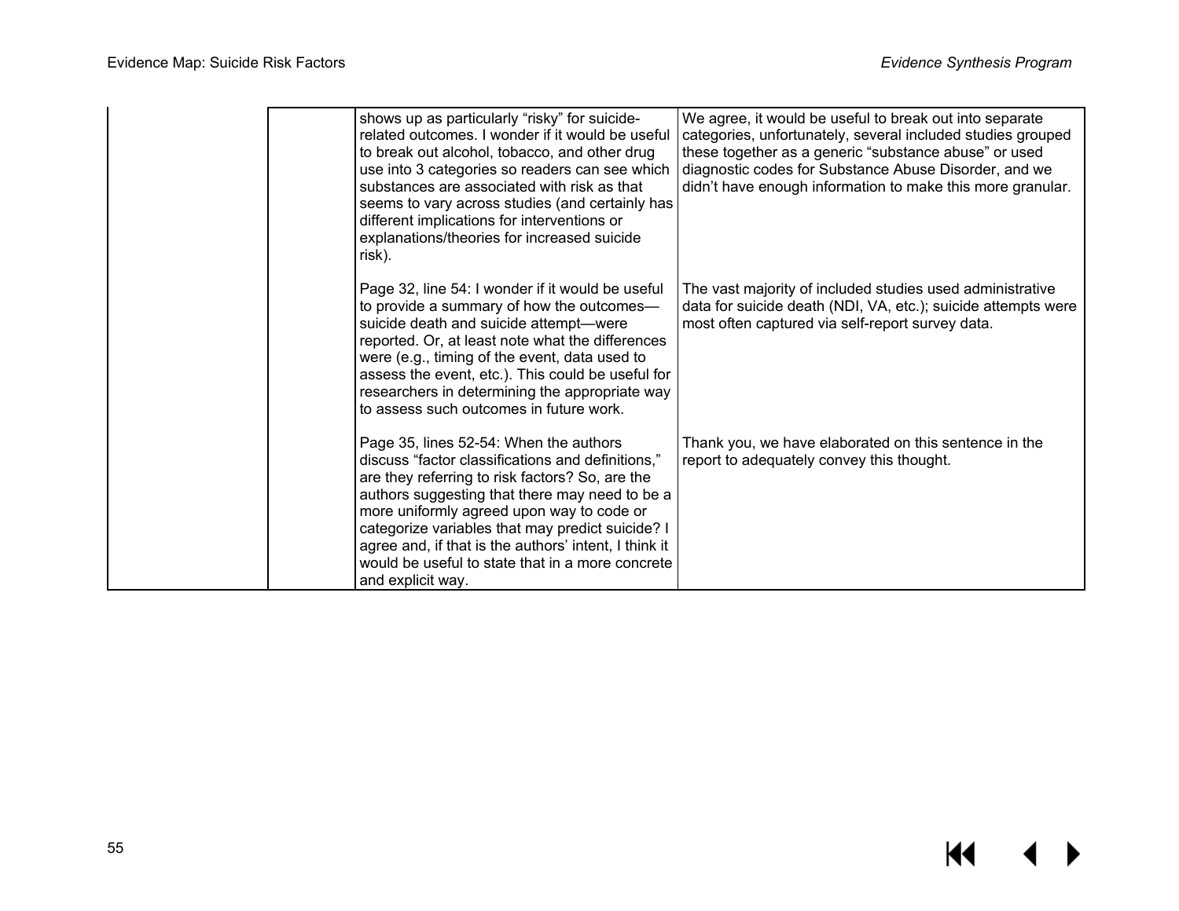| | | | |
|---|---|---|---|
| | | shows up as particularly "risky" for suicide-related outcomes. I wonder if it would be useful to break out alcohol, tobacco, and other drug use into 3 categories so readers can see which substances are associated with risk as that seems to vary across studies (and certainly has different implications for interventions or explanations/theories for increased suicide risk). | We agree, it would be useful to break out into separate categories, unfortunately, several included studies grouped these together as a generic "substance abuse" or used diagnostic codes for Substance Abuse Disorder, and we didn't have enough information to make this more granular. |
| | | Page 32, line 54: I wonder if it would be useful to provide a summary of how the outcomes—suicide death and suicide attempt—were reported. Or, at least note what the differences were (e.g., timing of the event, data used to assess the event, etc.). This could be useful for researchers in determining the appropriate way to assess such outcomes in future work. | The vast majority of included studies used administrative data for suicide death (NDI, VA, etc.); suicide attempts were most often captured via self-report survey data. |
| | | Page 35, lines 52-54: When the authors discuss "factor classifications and definitions," are they referring to risk factors? So, are the authors suggesting that there may need to be a more uniformly agreed upon way to code or categorize variables that may predict suicide? I agree and, if that is the authors' intent, I think it would be useful to state that in a more concrete and explicit way. | Thank you, we have elaborated on this sentence in the report to adequately convey this thought. |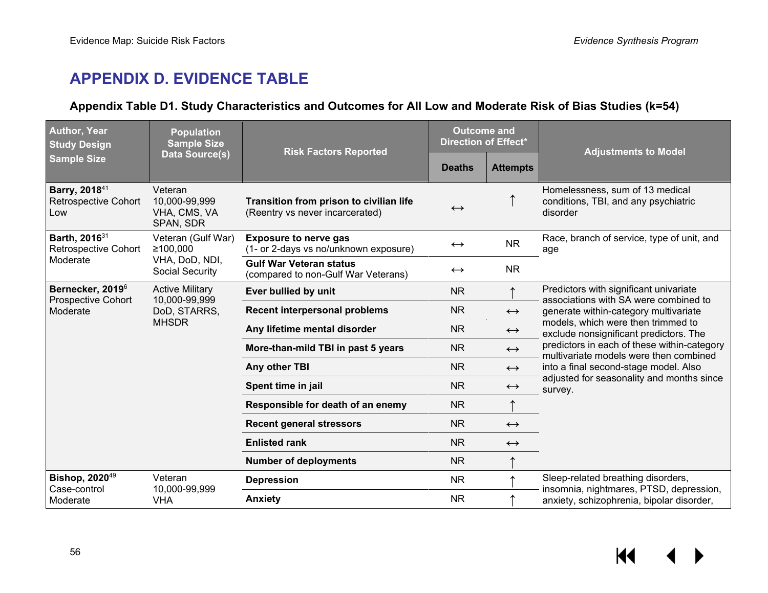# APPENDIX D. EVIDENCE TABLE

**Appendix Table D1. Study Characteristics and Outcomes for All Low and Moderate Risk of Bias Studies (k=54)**

| Author, Year<br>Study Design<br>Sample Size | Population<br>Sample Size<br>Data Source(s) | Risk Factors Reported | Outcome and Direction of Effect* | | Adjustments to Model |
|---|---|---|---|---|---|
| | | | Deaths | Attempts | |
| **Barry, 2018**[41]<br>Retrospective Cohort<br>Low | Veteran<br>10,000-99,999<br>VHA, CMS, VA SPAN, SDR | **Transition from prison to civilian life**<br>(Reentry vs never incarcerated) | ↔ | ↑ | Homelessness, sum of 13 medical conditions, TBI, and any psychiatric disorder |
| **Barth, 2016**[31]<br>Retrospective Cohort<br>Moderate | Veteran (Gulf War)<br>≥100,000<br>VHA, DoD, NDI, Social Security | **Exposure to nerve gas**<br>(1- or 2-days vs no/unknown exposure) | ↔ | NR | Race, branch of service, type of unit, and age |
| | | **Gulf War Veteran status**<br>(compared to non-Gulf War Veterans) | ↔ | NR | |
| **Bernecker, 2019**[6]<br>Prospective Cohort<br>Moderate | Active Military<br>10,000-99,999<br>DoD, STARRS, MHSDR | **Ever bullied by unit** | NR | ↑ | Predictors with significant univariate associations with SA were combined to generate within-category multivariate models, which were then trimmed to exclude nonsignificant predictors. The predictors in each of these within-category multivariate models were then combined into a final second-stage model. Also adjusted for seasonality and months since survey. |
| | | **Recent interpersonal problems** | NR | ↔ | |
| | | **Any lifetime mental disorder** | NR | ↔ | |
| | | **More-than-mild TBI in past 5 years** | NR | ↔ | |
| | | **Any other TBI** | NR | ↔ | |
| | | **Spent time in jail** | NR | ↔ | |
| | | **Responsible for death of an enemy** | NR | ↑ | |
| | | **Recent general stressors** | NR | ↔ | |
| | | **Enlisted rank** | NR | ↔ | |
| | | **Number of deployments** | NR | ↑ | |
| **Bishop, 2020**[49]<br>Case-control<br>Moderate | Veteran<br>10,000-99,999<br>VHA | **Depression** | NR | ↑ | Sleep-related breathing disorders, insomnia, nightmares, PTSD, depression, anxiety, schizophrenia, bipolar disorder, |
| | | **Anxiety** | NR | ↑ | |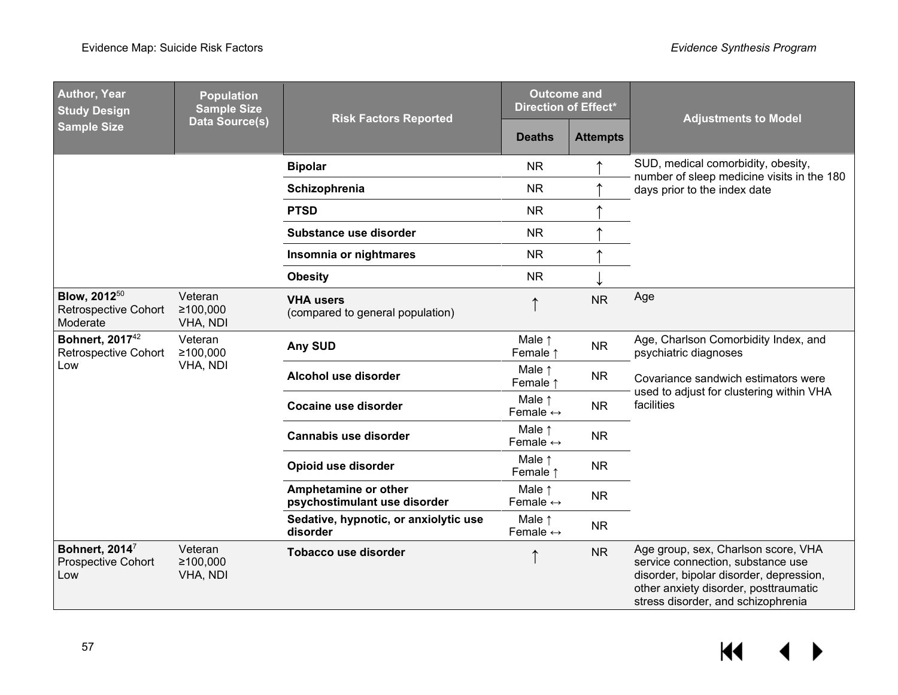| Author, Year<br>Study Design<br>Sample Size | Population<br>Sample Size<br>Data Source(s) | Risk Factors Reported | Outcome and Direction of Effect* | | Adjustments to Model |
|---|---|---|---|---|---|
| | | | **Deaths** | **Attempts** | |
| | | **Bipolar** | NR | ↑ | SUD, medical comorbidity, obesity, number of sleep medicine visits in the 180 days prior to the index date |
| | | **Schizophrenia** | NR | ↑ | |
| | | **PTSD** | NR | ↑ | |
| | | **Substance use disorder** | NR | ↑ | |
| | | **Insomnia or nightmares** | NR | ↑ | |
| | | **Obesity** | NR | ↓ | |
| **Blow, 2012**[50]<br>Retrospective Cohort<br>Moderate | Veteran<br>≥100,000<br>VHA, NDI | **VHA users**<br>(compared to general population) | ↑ | NR | Age |
| **Bohnert, 2017**[42]<br>Retrospective Cohort<br>Low | Veteran<br>≥100,000<br>VHA, NDI | **Any SUD** | Male ↑<br>Female ↑ | NR | Age, Charlson Comorbidity Index, and psychiatric diagnoses<br><br>Covariance sandwich estimators were used to adjust for clustering within VHA facilities |
| | | **Alcohol use disorder** | Male ↑<br>Female ↑ | NR | |
| | | **Cocaine use disorder** | Male ↑<br>Female ↔ | NR | |
| | | **Cannabis use disorder** | Male ↑<br>Female ↔ | NR | |
| | | **Opioid use disorder** | Male ↑<br>Female ↑ | NR | |
| | | **Amphetamine or other psychostimulant use disorder** | Male ↑<br>Female ↔ | NR | |
| | | **Sedative, hypnotic, or anxiolytic use disorder** | Male ↑<br>Female ↔ | NR | |
| **Bohnert, 2014**[7]<br>Prospective Cohort<br>Low | Veteran<br>≥100,000<br>VHA, NDI | **Tobacco use disorder** | ↑ | NR | Age group, sex, Charlson score, VHA service connection, substance use disorder, bipolar disorder, depression, other anxiety disorder, posttraumatic stress disorder, and schizophrenia |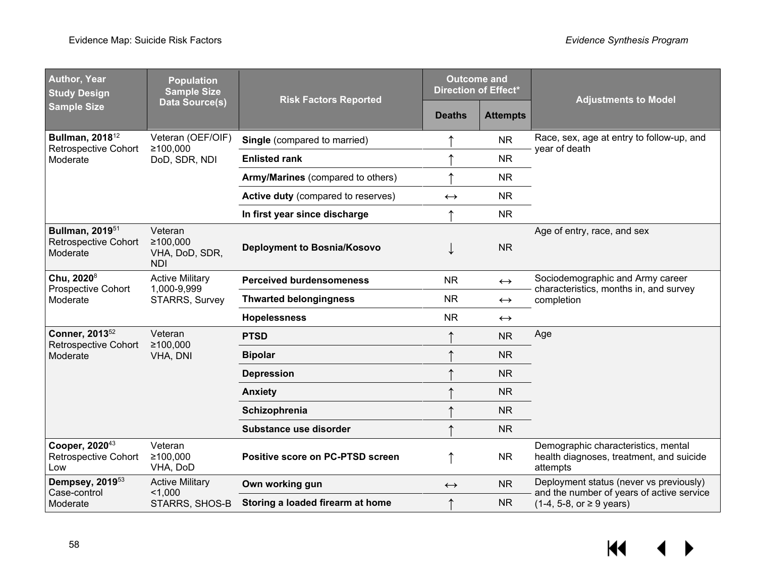| Author, Year<br>Study Design<br>Sample Size | Population<br>Sample Size<br>Data Source(s) | Risk Factors Reported | Outcome and Direction of Effect* | | Adjustments to Model |
|---|---|---|---|---|---|
| | | | Deaths | Attempts | |
| **Bullman, 2018**[12]<br>Retrospective Cohort<br>Moderate | Veteran (OEF/OIF)<br>≥100,000<br>DoD, SDR, NDI | **Single** (compared to married) | ↑ | NR | Race, sex, age at entry to follow-up, and year of death |
| | | **Enlisted rank** | ↑ | NR | |
| | | **Army/Marines** (compared to others) | ↑ | NR | |
| | | **Active duty** (compared to reserves) | ↔ | NR | |
| | | **In first year since discharge** | ↑ | NR | |
| **Bullman, 2019**[51]<br>Retrospective Cohort<br>Moderate | Veteran<br>≥100,000<br>VHA, DoD, SDR, NDI | **Deployment to Bosnia/Kosovo** | ↓ | NR | Age of entry, race, and sex |
| **Chu, 2020**[8]<br>Prospective Cohort<br>Moderate | Active Military<br>1,000-9,999<br>STARRS, Survey | **Perceived burdensomeness** | NR | ↔ | Sociodemographic and Army career characteristics, months in, and survey completion |
| | | **Thwarted belongingness** | NR | ↔ | |
| | | **Hopelessness** | NR | ↔ | |
| **Conner, 2013**[52]<br>Retrospective Cohort<br>Moderate | Veteran<br>≥100,000<br>VHA, DNI | **PTSD** | ↑ | NR | Age |
| | | **Bipolar** | ↑ | NR | |
| | | **Depression** | ↑ | NR | |
| | | **Anxiety** | ↑ | NR | |
| | | **Schizophrenia** | ↑ | NR | |
| | | **Substance use disorder** | ↑ | NR | |
| **Cooper, 2020**[43]<br>Retrospective Cohort<br>Low | Veteran<br>≥100,000<br>VHA, DoD | **Positive score on PC-PTSD screen** | ↑ | NR | Demographic characteristics, mental health diagnoses, treatment, and suicide attempts |
| **Dempsey, 2019**[53]<br>Case-control<br>Moderate | Active Military<br><1,000<br>STARRS, SHOS-B | **Own working gun** | ↔ | NR | Deployment status (never vs previously) and the number of years of active service (1-4, 5-8, or ≥ 9 years) |
| | | **Storing a loaded firearm at home** | ↑ | NR | |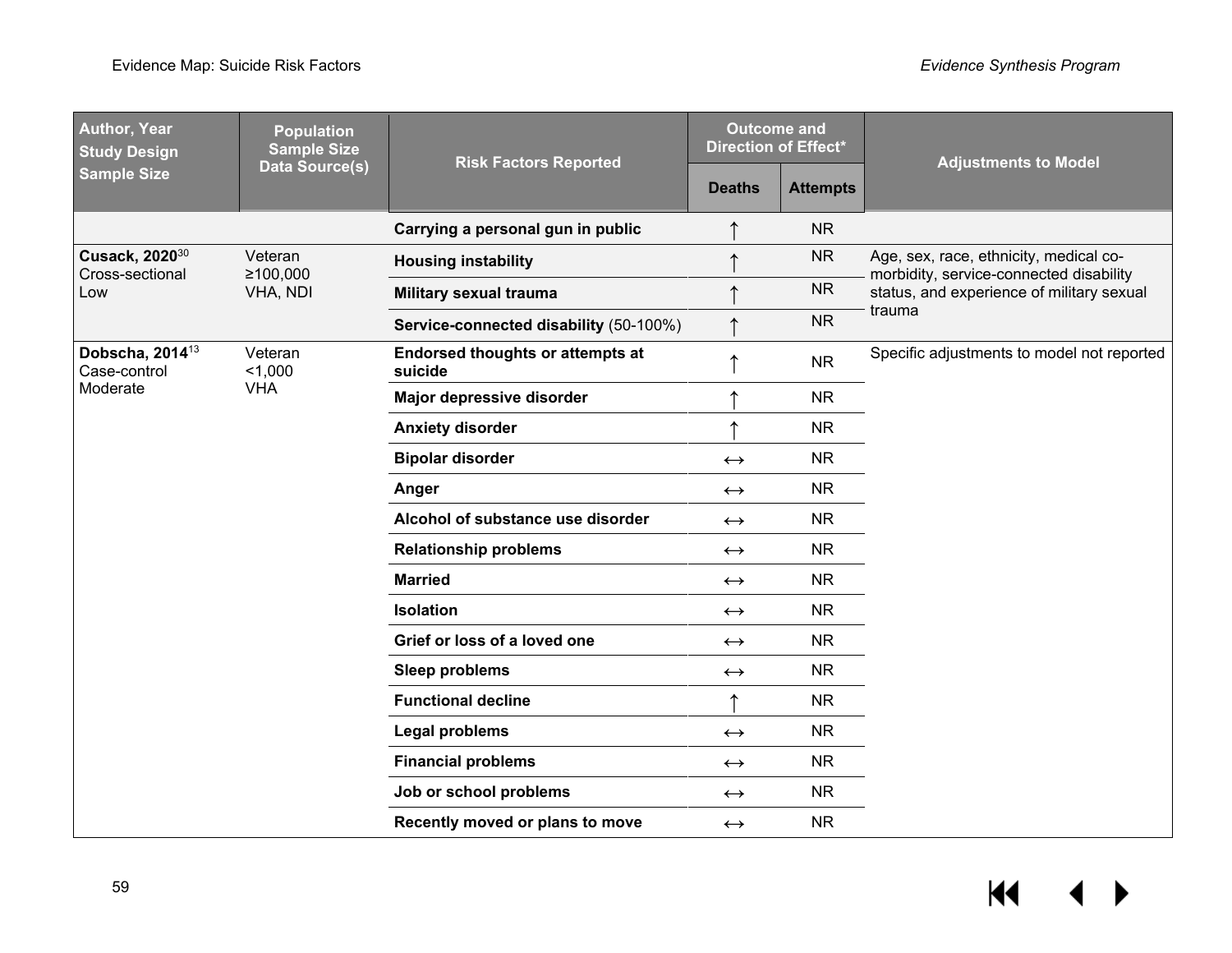| Author, Year<br>Study Design<br>Sample Size | Population<br>Sample Size<br>Data Source(s) | Risk Factors Reported | Outcome and Direction of Effect* | | Adjustments to Model |
|---|---|---|---|---|---|
| | | | Deaths | Attempts | |
| | | **Carrying a personal gun in public** | ↑ | NR | |
| **Cusack, 2020**[30]<br>Cross-sectional<br>Low | Veteran<br>≥100,000<br>VHA, NDI | **Housing instability** | ↑ | NR | Age, sex, race, ethnicity, medical co-morbidity, service-connected disability status, and experience of military sexual trauma |
| | | **Military sexual trauma** | ↑ | NR | |
| | | **Service-connected disability** (50-100%) | ↑ | NR | |
| **Dobscha, 2014**[13]<br>Case-control<br>Moderate | Veteran<br><1,000<br>VHA | **Endorsed thoughts or attempts at suicide** | ↑ | NR | Specific adjustments to model not reported |
| | | **Major depressive disorder** | ↑ | NR | |
| | | **Anxiety disorder** | ↑ | NR | |
| | | **Bipolar disorder** | ↔ | NR | |
| | | **Anger** | ↔ | NR | |
| | | **Alcohol of substance use disorder** | ↔ | NR | |
| | | **Relationship problems** | ↔ | NR | |
| | | **Married** | ↔ | NR | |
| | | **Isolation** | ↔ | NR | |
| | | **Grief or loss of a loved one** | ↔ | NR | |
| | | **Sleep problems** | ↔ | NR | |
| | | **Functional decline** | ↑ | NR | |
| | | **Legal problems** | ↔ | NR | |
| | | **Financial problems** | ↔ | NR | |
| | | **Job or school problems** | ↔ | NR | |
| | | **Recently moved or plans to move** | ↔ | NR | |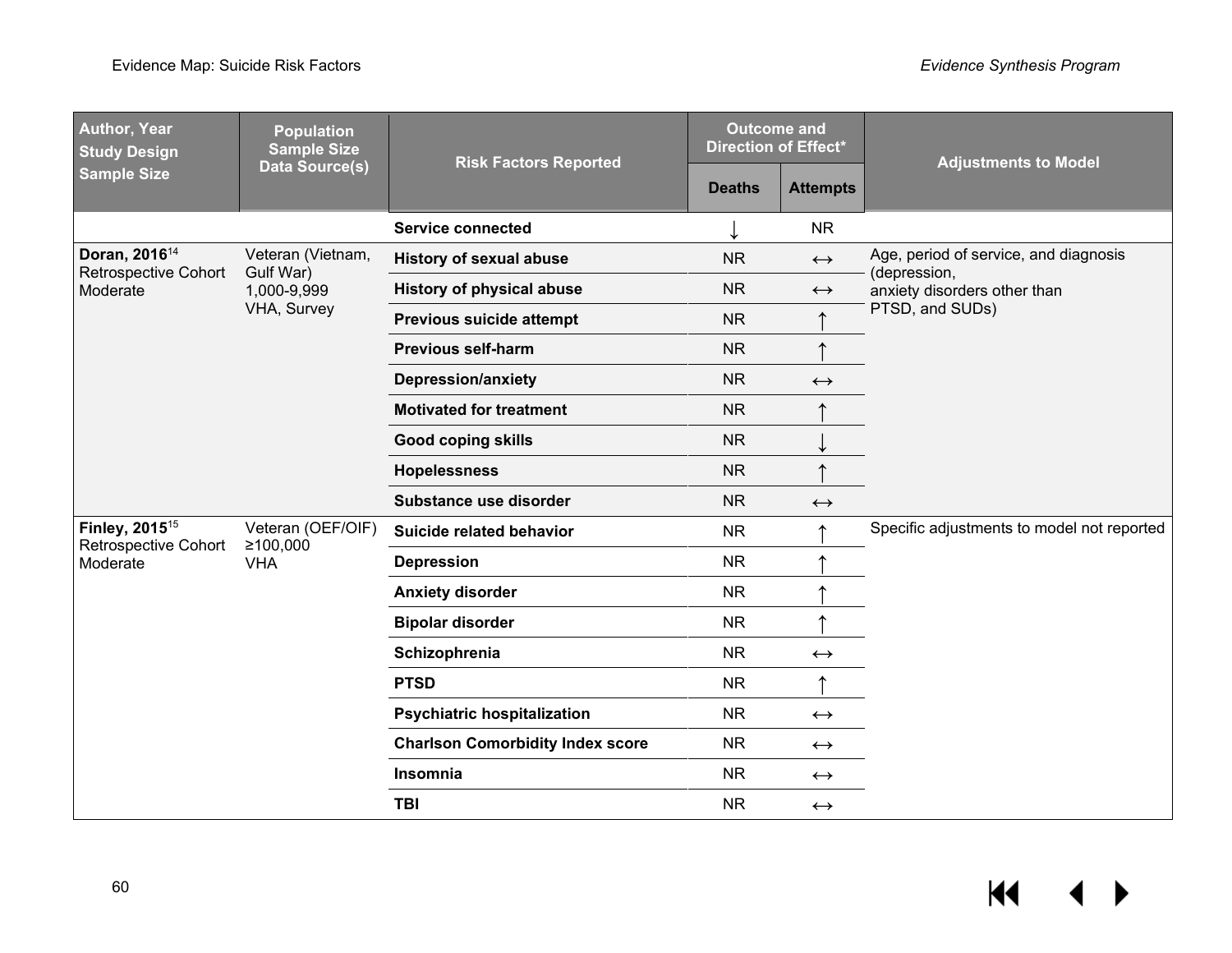| Author, Year<br>Study Design<br>Sample Size | Population<br>Sample Size<br>Data Source(s) | Risk Factors Reported | Outcome and Direction of Effect* | | Adjustments to Model |
|---|---|---|---|---|---|
| | | | Deaths | Attempts | |
| | | **Service connected** | ↓ | NR | |
| **Doran, 2016**[14]<br>Retrospective Cohort<br>Moderate | Veteran (Vietnam, Gulf War)<br>1,000-9,999<br>VHA, Survey | **History of sexual abuse** | NR | ↔ | Age, period of service, and diagnosis (depression, anxiety disorders other than PTSD, and SUDs) |
| | | **History of physical abuse** | NR | ↔ | |
| | | **Previous suicide attempt** | NR | ↑ | |
| | | **Previous self-harm** | NR | ↑ | |
| | | **Depression/anxiety** | NR | ↔ | |
| | | **Motivated for treatment** | NR | ↑ | |
| | | **Good coping skills** | NR | ↓ | |
| | | **Hopelessness** | NR | ↑ | |
| | | **Substance use disorder** | NR | ↔ | |
| **Finley, 2015**[15]<br>Retrospective Cohort<br>Moderate | Veteran (OEF/OIF)<br>≥100,000<br>VHA | **Suicide related behavior** | NR | ↑ | Specific adjustments to model not reported |
| | | **Depression** | NR | ↑ | |
| | | **Anxiety disorder** | NR | ↑ | |
| | | **Bipolar disorder** | NR | ↑ | |
| | | **Schizophrenia** | NR | ↔ | |
| | | **PTSD** | NR | ↑ | |
| | | **Psychiatric hospitalization** | NR | ↔ | |
| | | **Charlson Comorbidity Index score** | NR | ↔ | |
| | | **Insomnia** | NR | ↔ | |
| | | **TBI** | NR | ↔ | |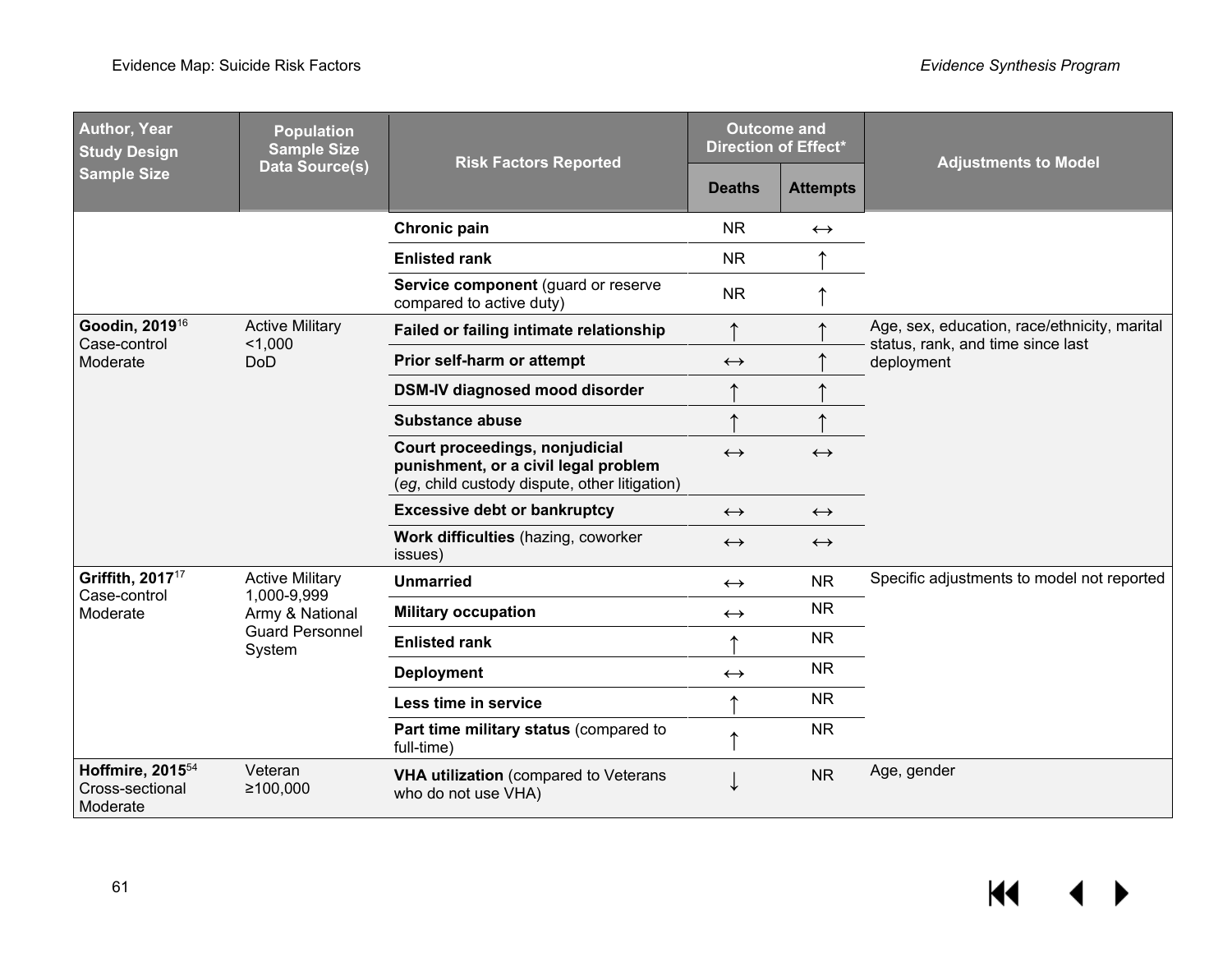| Author, Year<br>Study Design<br>Sample Size | Population<br>Sample Size<br>Data Source(s) | Risk Factors Reported | Outcome and Direction of Effect* | | Adjustments to Model |
|---|---|---|---|---|---|
| | | | Deaths | Attempts | |
| | | **Chronic pain** | NR | ↔ | |
| | | **Enlisted rank** | NR | ↑ | |
| | | **Service component** (guard or reserve compared to active duty) | NR | ↑ | |
| **Goodin, 2019**[16]<br>Case-control<br>Moderate | Active Military<br><1,000<br>DoD | **Failed or failing intimate relationship** | ↑ | ↑ | Age, sex, education, race/ethnicity, marital status, rank, and time since last deployment |
| | | **Prior self-harm or attempt** | ↔ | ↑ | |
| | | **DSM-IV diagnosed mood disorder** | ↑ | ↑ | |
| | | **Substance abuse** | ↑ | ↑ | |
| | | **Court proceedings, nonjudicial punishment, or a civil legal problem** (*eg*, child custody dispute, other litigation) | ↔ | ↔ | |
| | | **Excessive debt or bankruptcy** | ↔ | ↔ | |
| | | **Work difficulties** (hazing, coworker issues) | ↔ | ↔ | |
| **Griffith, 2017**[17]<br>Case-control<br>Moderate | Active Military<br>1,000-9,999<br>Army & National Guard Personnel System | **Unmarried** | ↔ | NR | Specific adjustments to model not reported |
| | | **Military occupation** | ↔ | NR | |
| | | **Enlisted rank** | ↑ | NR | |
| | | **Deployment** | ↔ | NR | |
| | | **Less time in service** | ↑ | NR | |
| | | **Part time military status** (compared to full-time) | ↑ | NR | |
| **Hoffmire, 2015**[54]<br>Cross-sectional<br>Moderate | Veteran<br>≥100,000 | **VHA utilization** (compared to Veterans who do not use VHA) | ↓ | NR | Age, gender |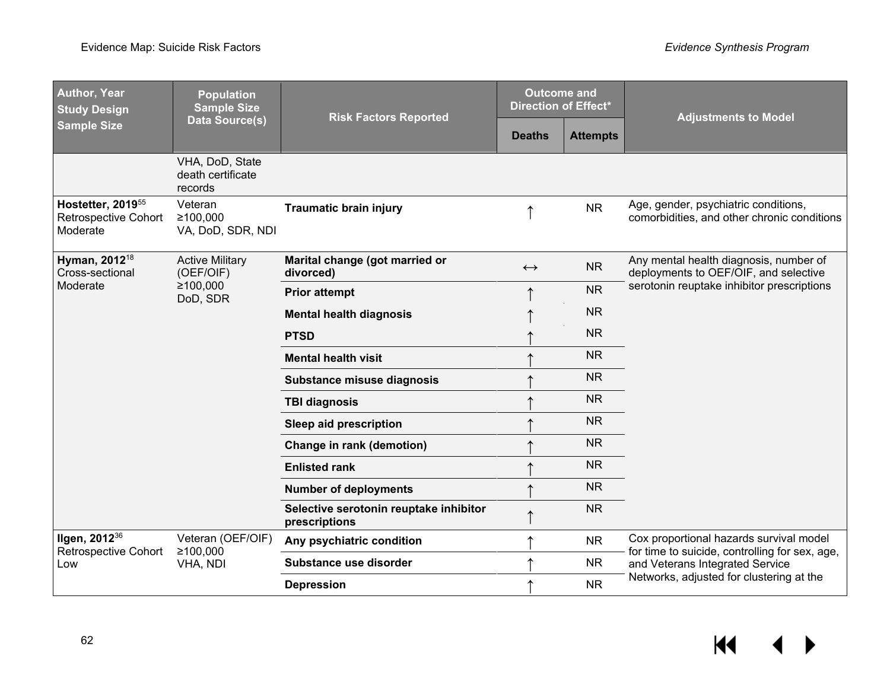| Author, Year<br>Study Design<br>Sample Size | Population<br>Sample Size<br>Data Source(s) | Risk Factors Reported | Outcome and Direction of Effect* | | Adjustments to Model |
|---|---|---|---|---|---|
| | | | Deaths | Attempts | |
| | VHA, DoD, State death certificate records | | | | |
| **Hostetter, 2019**[55]<br>Retrospective Cohort<br>Moderate | Veteran<br>≥100,000<br>VA, DoD, SDR, NDI | **Traumatic brain injury** | ↑ | NR | Age, gender, psychiatric conditions, comorbidities, and other chronic conditions |
| **Hyman, 2012**[18]<br>Cross-sectional<br>Moderate | Active Military (OEF/OIF)<br>≥100,000<br>DoD, SDR | **Marital change (got married or divorced)** | ↔ | NR | Any mental health diagnosis, number of deployments to OEF/OIF, and selective serotonin reuptake inhibitor prescriptions |
| | | **Prior attempt** | ↑ | NR | |
| | | **Mental health diagnosis** | ↑ | NR | |
| | | **PTSD** | ↑ | NR | |
| | | **Mental health visit** | ↑ | NR | |
| | | **Substance misuse diagnosis** | ↑ | NR | |
| | | **TBI diagnosis** | ↑ | NR | |
| | | **Sleep aid prescription** | ↑ | NR | |
| | | **Change in rank (demotion)** | ↑ | NR | |
| | | **Enlisted rank** | ↑ | NR | |
| | | **Number of deployments** | ↑ | NR | |
| | | **Selective serotonin reuptake inhibitor prescriptions** | ↑ | NR | |
| **Ilgen, 2012**[36]<br>Retrospective Cohort<br>Low | Veteran (OEF/OIF)<br>≥100,000<br>VHA, NDI | **Any psychiatric condition** | ↑ | NR | Cox proportional hazards survival model for time to suicide, controlling for sex, age, and Veterans Integrated Service Networks, adjusted for clustering at the |
| | | **Substance use disorder** | ↑ | NR | |
| | | **Depression** | ↑ | NR | |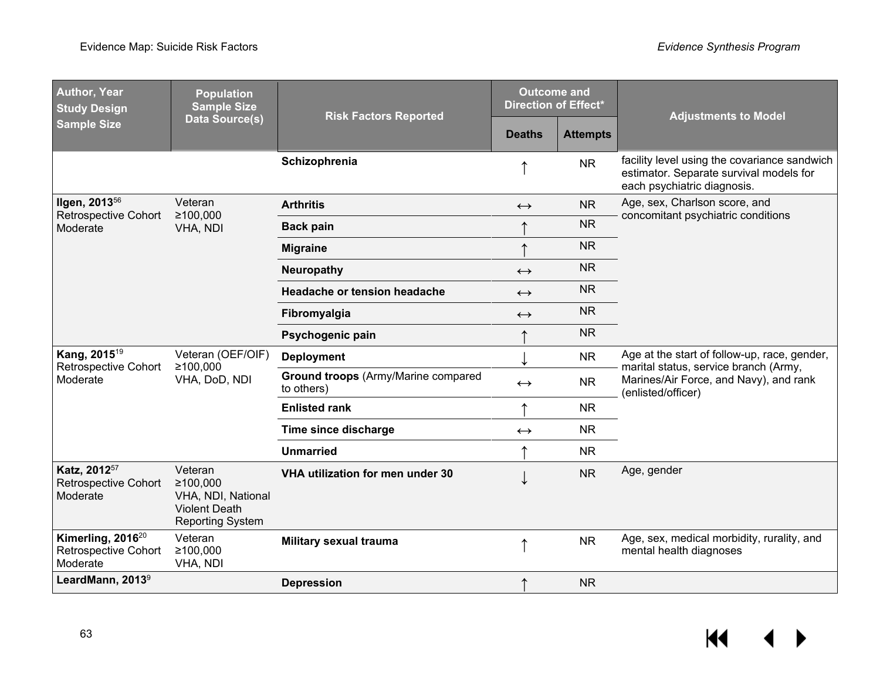| Author, Year<br>Study Design<br>Sample Size | Population<br>Sample Size<br>Data Source(s) | Risk Factors Reported | Outcome and Direction of Effect* | | Adjustments to Model |
|---|---|---|---|---|---|
| | | | Deaths | Attempts | |
| | | **Schizophrenia** | ↑ | NR | facility level using the covariance sandwich estimator. Separate survival models for each psychiatric diagnosis. |
| **Ilgen, 2013**[56]<br>Retrospective Cohort<br>Moderate | Veteran<br>≥100,000<br>VHA, NDI | **Arthritis** | ↔ | NR | Age, sex, Charlson score, and concomitant psychiatric conditions |
| | | **Back pain** | ↑ | NR | |
| | | **Migraine** | ↑ | NR | |
| | | **Neuropathy** | ↔ | NR | |
| | | **Headache or tension headache** | ↔ | NR | |
| | | **Fibromyalgia** | ↔ | NR | |
| | | **Psychogenic pain** | ↑ | NR | |
| **Kang, 2015**[19]<br>Retrospective Cohort<br>Moderate | Veteran (OEF/OIF)<br>≥100,000<br>VHA, DoD, NDI | **Deployment** | ↓ | NR | Age at the start of follow-up, race, gender, marital status, service branch (Army, Marines/Air Force, and Navy), and rank (enlisted/officer) |
| | | **Ground troops** (Army/Marine compared to others) | ↔ | NR | |
| | | **Enlisted rank** | ↑ | NR | |
| | | **Time since discharge** | ↔ | NR | |
| | | **Unmarried** | ↑ | NR | |
| **Katz, 2012**[57]<br>Retrospective Cohort<br>Moderate | Veteran<br>≥100,000<br>VHA, NDI, National Violent Death Reporting System | **VHA utilization for men under 30** | ↓ | NR | Age, gender |
| **Kimerling, 2016**[20]<br>Retrospective Cohort<br>Moderate | Veteran<br>≥100,000<br>VHA, NDI | **Military sexual trauma** | ↑ | NR | Age, sex, medical morbidity, rurality, and mental health diagnoses |
| **LeardMann, 2013**[9] | | **Depression** | ↑ | NR | |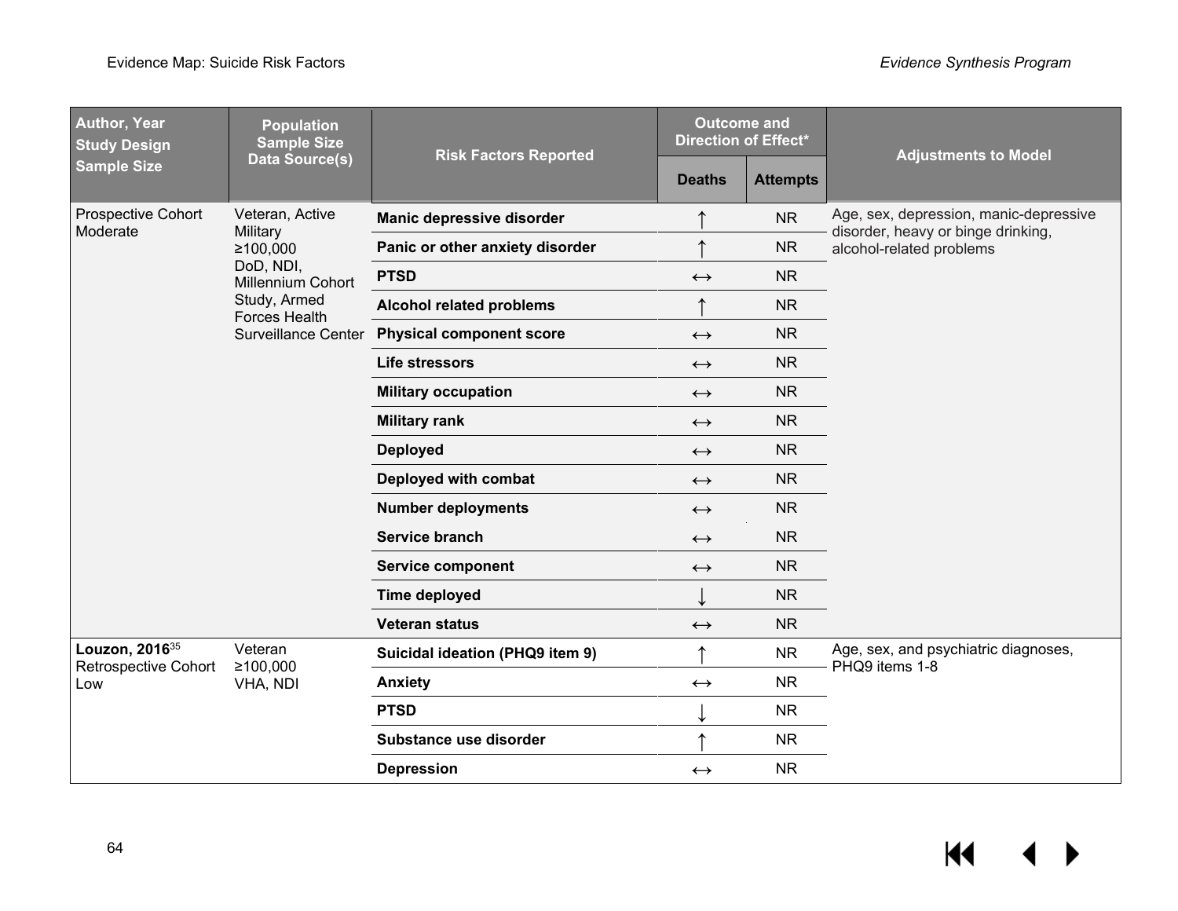| Author, Year<br>Study Design<br>Sample Size | Population<br>Sample Size<br>Data Source(s) | Risk Factors Reported | Outcome and Direction of Effect* | | Adjustments to Model |
|---|---|---|---|---|---|
| | | | Deaths | Attempts | |
| Prospective Cohort<br>Moderate | Veteran, Active Military<br>≥100,000<br>DoD, NDI, Millennium Cohort Study, Armed Forces Health Surveillance Center | **Manic depressive disorder** | ↑ | NR | Age, sex, depression, manic-depressive disorder, heavy or binge drinking, alcohol-related problems |
| | | **Panic or other anxiety disorder** | ↑ | NR | |
| | | **PTSD** | ↔ | NR | |
| | | **Alcohol related problems** | ↑ | NR | |
| | | **Physical component score** | ↔ | NR | |
| | | **Life stressors** | ↔ | NR | |
| | | **Military occupation** | ↔ | NR | |
| | | **Military rank** | ↔ | NR | |
| | | **Deployed** | ↔ | NR | |
| | | **Deployed with combat** | ↔ | NR | |
| | | **Number deployments** | ↔ | NR | |
| | | **Service branch** | ↔ | NR | |
| | | **Service component** | ↔ | NR | |
| | | **Time deployed** | ↓ | NR | |
| | | **Veteran status** | ↔ | NR | |
| **Louzon, 2016**[35]<br>Retrospective Cohort<br>Low | Veteran<br>≥100,000<br>VHA, NDI | **Suicidal ideation (PHQ9 item 9)** | ↑ | NR | Age, sex, and psychiatric diagnoses, PHQ9 items 1-8 |
| | | **Anxiety** | ↔ | NR | |
| | | **PTSD** | ↓ | NR | |
| | | **Substance use disorder** | ↑ | NR | |
| | | **Depression** | ↔ | NR | |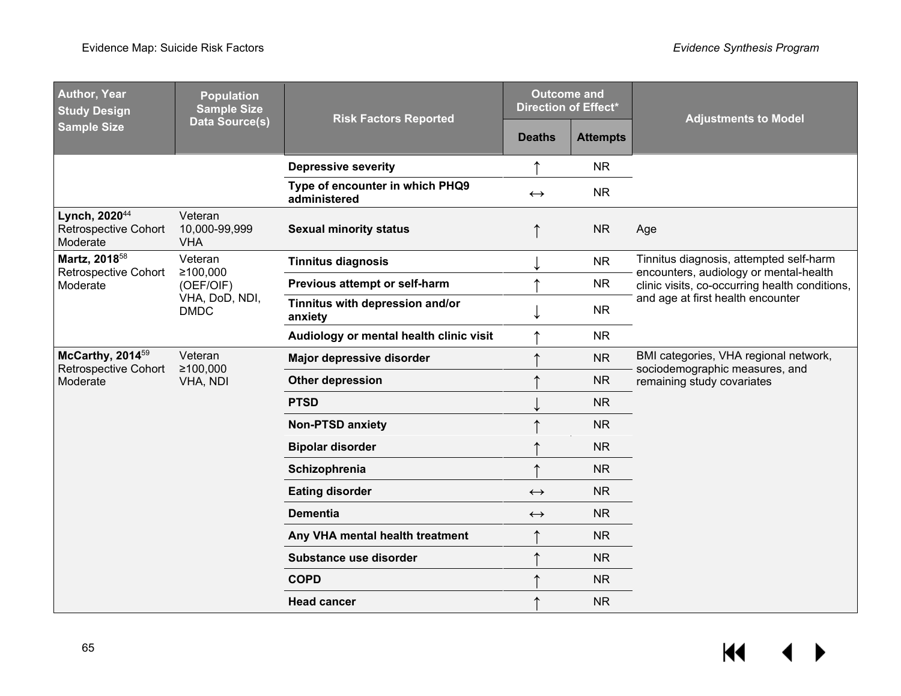| Author, Year<br>Study Design<br>Sample Size | Population<br>Sample Size<br>Data Source(s) | Risk Factors Reported | Outcome and Direction of Effect* | | Adjustments to Model |
|---|---|---|---|---|---|
| | | | Deaths | Attempts | |
| | | Depressive severity | ↑ | NR | |
| | | Type of encounter in which PHQ9 administered | ↔ | NR | |
| **Lynch, 2020**[44]<br>Retrospective Cohort<br>Moderate | Veteran<br>10,000-99,999<br>VHA | **Sexual minority status** | ↑ | NR | Age |
| **Martz, 2018**[58]<br>Retrospective Cohort<br>Moderate | Veteran<br>≥100,000<br>(OEF/OIF)<br>VHA, DoD, NDI, DMDC | **Tinnitus diagnosis** | ↓ | NR | Tinnitus diagnosis, attempted self-harm encounters, audiology or mental-health clinic visits, co-occurring health conditions, and age at first health encounter |
| | | **Previous attempt or self-harm** | ↑ | NR | |
| | | **Tinnitus with depression and/or anxiety** | ↓ | NR | |
| | | **Audiology or mental health clinic visit** | ↑ | NR | |
| **McCarthy, 2014**[59]<br>Retrospective Cohort<br>Moderate | Veteran<br>≥100,000<br>VHA, NDI | **Major depressive disorder** | ↑ | NR | BMI categories, VHA regional network, sociodemographic measures, and remaining study covariates |
| | | **Other depression** | ↑ | NR | |
| | | **PTSD** | ↓ | NR | |
| | | **Non-PTSD anxiety** | ↑ | NR | |
| | | **Bipolar disorder** | ↑ | NR | |
| | | **Schizophrenia** | ↑ | NR | |
| | | **Eating disorder** | ↔ | NR | |
| | | **Dementia** | ↔ | NR | |
| | | **Any VHA mental health treatment** | ↑ | NR | |
| | | **Substance use disorder** | ↑ | NR | |
| | | **COPD** | ↑ | NR | |
| | | **Head cancer** | ↑ | NR | |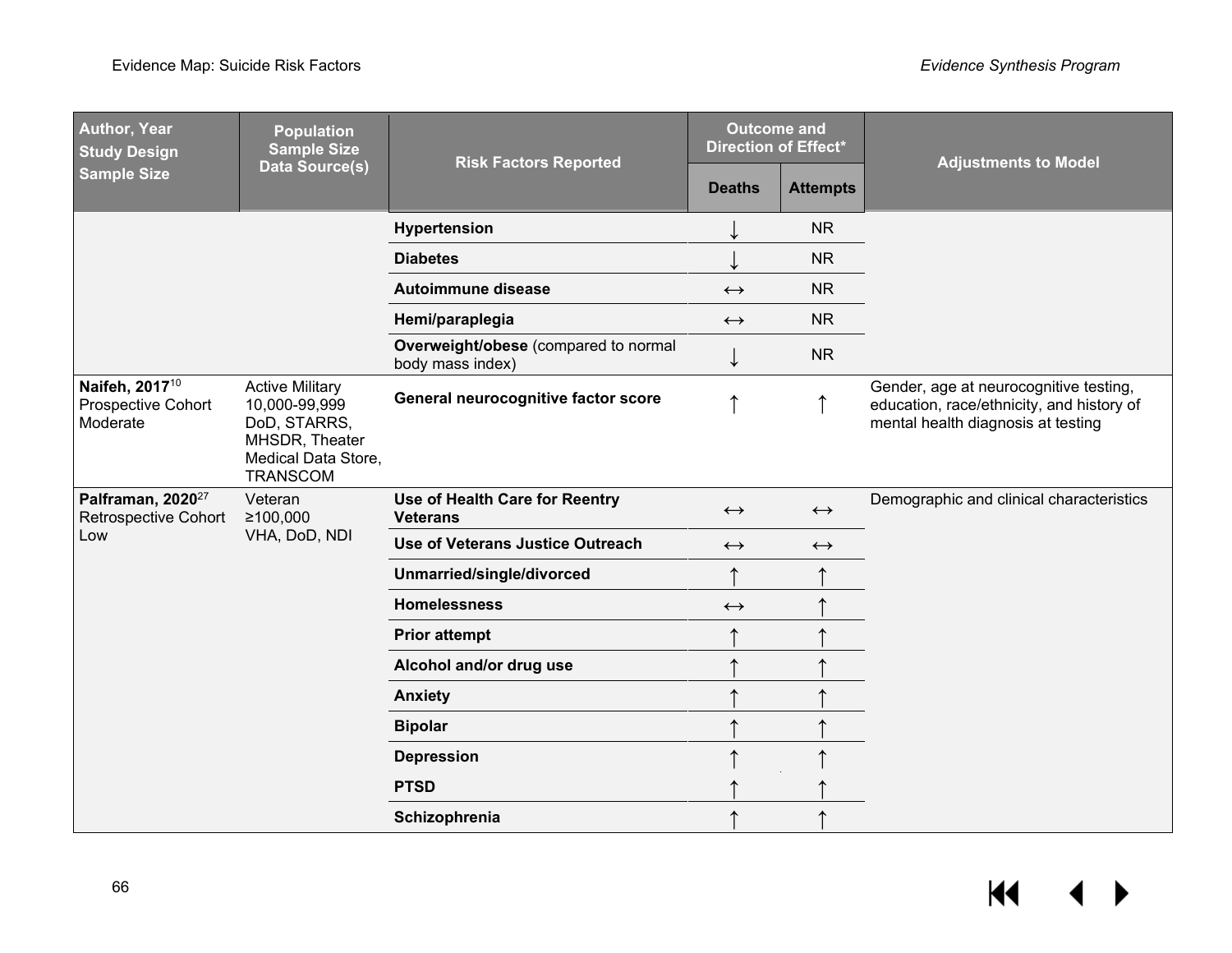| Author, Year<br>Study Design<br>Sample Size | Population<br>Sample Size<br>Data Source(s) | Risk Factors Reported | Outcome and Direction of Effect* | | Adjustments to Model |
|---|---|---|---|---|---|
| | | | Deaths | Attempts | |
| | | **Hypertension** | ↓ | NR | |
| | | **Diabetes** | ↓ | NR | |
| | | **Autoimmune disease** | ↔ | NR | |
| | | **Hemi/paraplegia** | ↔ | NR | |
| | | **Overweight/obese** (compared to normal body mass index) | ↓ | NR | |
| **Naifeh, 2017**[10]<br>Prospective Cohort<br>Moderate | Active Military<br>10,000-99,999<br>DoD, STARRS, MHSDR, Theater Medical Data Store, TRANSCOM | **General neurocognitive factor score** | ↑ | ↑ | Gender, age at neurocognitive testing, education, race/ethnicity, and history of mental health diagnosis at testing |
| **Palframan, 2020**[27]<br>Retrospective Cohort<br>Low | Veteran<br>≥100,000<br>VHA, DoD, NDI | **Use of Health Care for Reentry Veterans** | ↔ | ↔ | Demographic and clinical characteristics |
| | | **Use of Veterans Justice Outreach** | ↔ | ↔ | |
| | | **Unmarried/single/divorced** | ↑ | ↑ | |
| | | **Homelessness** | ↔ | ↑ | |
| | | **Prior attempt** | ↑ | ↑ | |
| | | **Alcohol and/or drug use** | ↑ | ↑ | |
| | | **Anxiety** | ↑ | ↑ | |
| | | **Bipolar** | ↑ | ↑ | |
| | | **Depression** | ↑ | ↑ | |
| | | **PTSD** | ↑ | ↑ | |
| | | **Schizophrenia** | ↑ | ↑ | |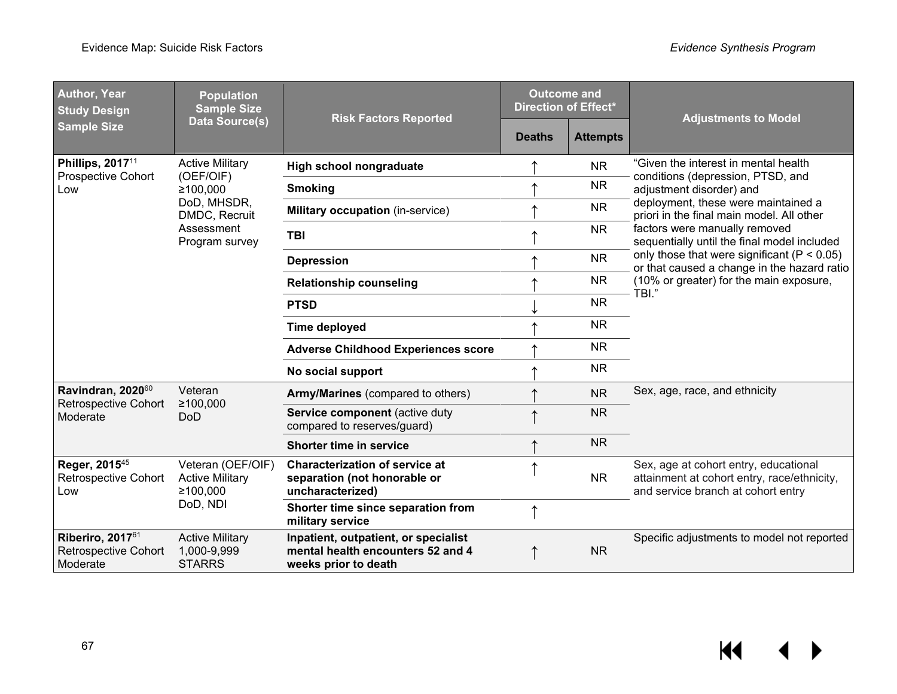| Author, Year Study Design Sample Size | Population Sample Size Data Source(s) | Risk Factors Reported | Outcome and Direction of Effect* | | Adjustments to Model |
|---|---|---|---|---|---|
| | | | Deaths | Attempts | |
| **Phillips, 2017**[11] Prospective Cohort Low | Active Military (OEF/OIF) ≥100,000 DoD, MHSDR, DMDC, Recruit Assessment Program survey | **High school nongraduate** | ↑ | NR | "Given the interest in mental health conditions (depression, PTSD, and adjustment disorder) and deployment, these were maintained a priori in the final main model. All other factors were manually removed sequentially until the final model included only those that were significant ($P < 0.05$) or that caused a change in the hazard ratio (10% or greater) for the main exposure, TBI." |
| | | **Smoking** | ↑ | NR | |
| | | **Military occupation** (in-service) | ↑ | NR | |
| | | **TBI** | ↑ | NR | |
| | | **Depression** | ↑ | NR | |
| | | **Relationship counseling** | ↑ | NR | |
| | | **PTSD** | ↓ | NR | |
| | | **Time deployed** | ↑ | NR | |
| | | **Adverse Childhood Experiences score** | ↑ | NR | |
| | | **No social support** | ↑ | NR | |
| **Ravindran, 2020**[60] Retrospective Cohort Moderate | Veteran ≥100,000 DoD | **Army/Marines** (compared to others) | ↑ | NR | Sex, age, race, and ethnicity |
| | | **Service component** (active duty compared to reserves/guard) | ↑ | NR | |
| | | **Shorter time in service** | ↑ | NR | |
| **Reger, 2015**[45] Retrospective Cohort Low | Veteran (OEF/OIF) Active Military ≥100,000 DoD, NDI | **Characterization of service at separation (not honorable or uncharacterized)** | ↑ | NR | Sex, age at cohort entry, educational attainment at cohort entry, race/ethnicity, and service branch at cohort entry |
| | | **Shorter time since separation from military service** | ↑ | | |
| **Riberiro, 2017**[61] Retrospective Cohort Moderate | Active Military 1,000-9,999 STARRS | **Inpatient, outpatient, or specialist mental health encounters 52 and 4 weeks prior to death** | ↑ | NR | Specific adjustments to model not reported |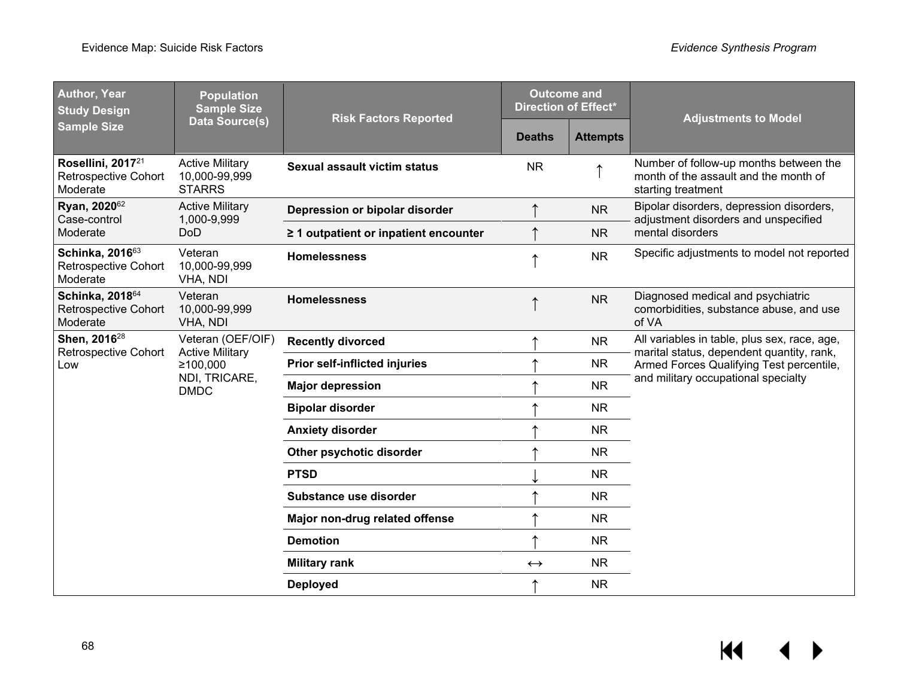| Author, Year<br>Study Design<br>Sample Size | Population<br>Sample Size<br>Data Source(s) | Risk Factors Reported | Outcome and Direction of Effect* | | Adjustments to Model |
|---|---|---|---|---|---|
| | | | Deaths | Attempts | |
| **Rosellini, 2017**[21]<br>Retrospective Cohort<br>Moderate | Active Military<br>10,000-99,999<br>STARRS | **Sexual assault victim status** | NR | ↑ | Number of follow-up months between the month of the assault and the month of starting treatment |
| **Ryan, 2020**[62]<br>Case-control<br>Moderate | Active Military<br>1,000-9,999<br>DoD | **Depression or bipolar disorder** | ↑ | NR | Bipolar disorders, depression disorders, adjustment disorders and unspecified mental disorders |
| | | **≥ 1 outpatient or inpatient encounter** | ↑ | NR | |
| **Schinka, 2016**[63]<br>Retrospective Cohort<br>Moderate | Veteran<br>10,000-99,999<br>VHA, NDI | **Homelessness** | ↑ | NR | Specific adjustments to model not reported |
| **Schinka, 2018**[64]<br>Retrospective Cohort<br>Moderate | Veteran<br>10,000-99,999<br>VHA, NDI | **Homelessness** | ↑ | NR | Diagnosed medical and psychiatric comorbidities, substance abuse, and use of VA |
| **Shen, 2016**[28]<br>Retrospective Cohort<br>Low | Veteran (OEF/OIF)<br>Active Military<br>≥100,000<br>NDI, TRICARE, DMDC | **Recently divorced** | ↑ | NR | All variables in table, plus sex, race, age, marital status, dependent quantity, rank, Armed Forces Qualifying Test percentile, and military occupational specialty |
| | | **Prior self-inflicted injuries** | ↑ | NR | |
| | | **Major depression** | ↑ | NR | |
| | | **Bipolar disorder** | ↑ | NR | |
| | | **Anxiety disorder** | ↑ | NR | |
| | | **Other psychotic disorder** | ↑ | NR | |
| | | **PTSD** | ↓ | NR | |
| | | **Substance use disorder** | ↑ | NR | |
| | | **Major non-drug related offense** | ↑ | NR | |
| | | **Demotion** | ↑ | NR | |
| | | **Military rank** | ↔ | NR | |
| | | **Deployed** | ↑ | NR | |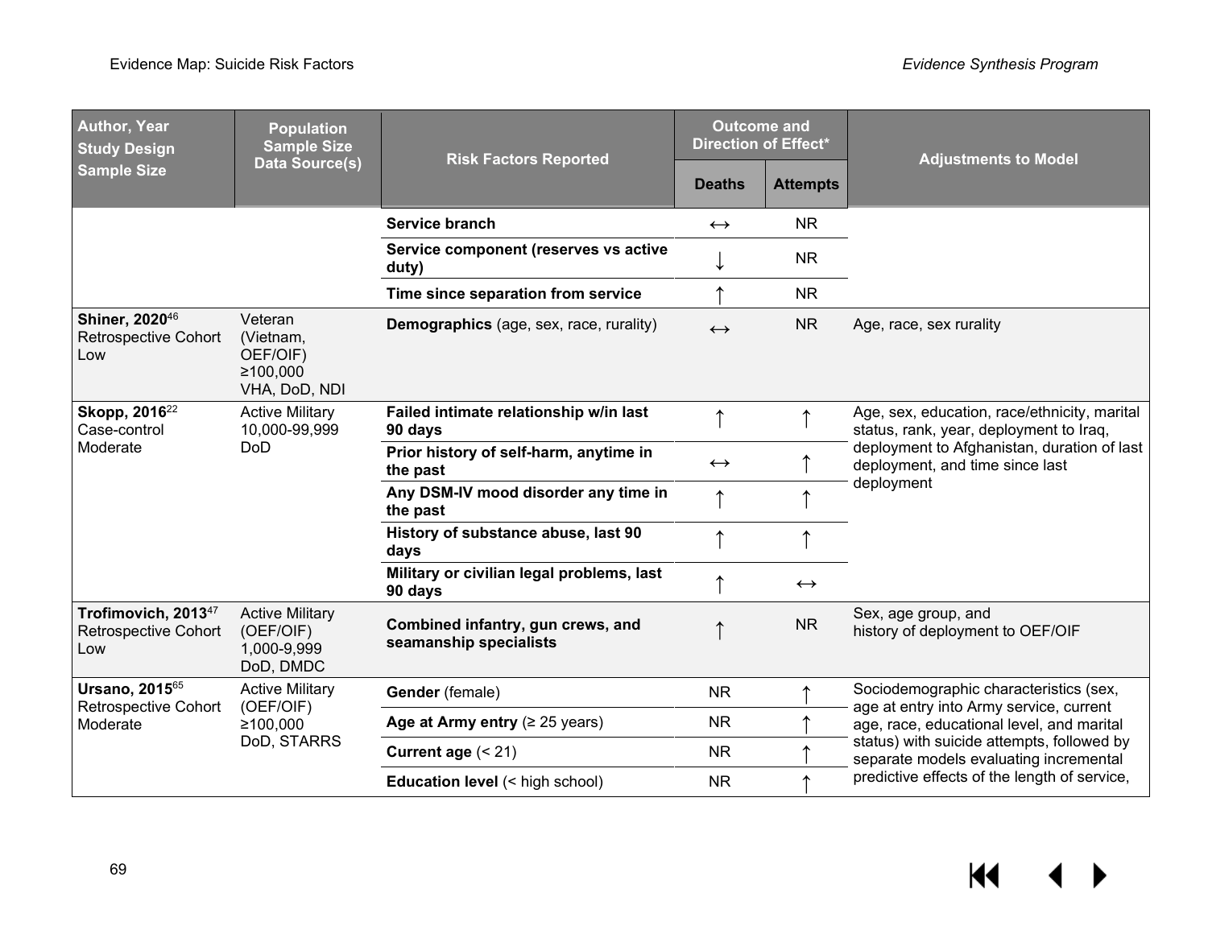| Author, Year Study Design Sample Size | Population Sample Size Data Source(s) | Risk Factors Reported | Outcome and Direction of Effect* | | Adjustments to Model |
|---|---|---|---|---|---|
| | | | Deaths | Attempts | |
| | | **Service branch** | ↔ | NR | |
| | | **Service component (reserves vs active duty)** | ↓ | NR | |
| | | **Time since separation from service** | ↑ | NR | |
| **Shiner, 2020**[46] Retrospective Cohort Low | Veteran (Vietnam, OEF/OIF) ≥100,000 VHA, DoD, NDI | **Demographics** (age, sex, race, rurality) | ↔ | NR | Age, race, sex rurality |
| **Skopp, 2016**[22] Case-control Moderate | Active Military 10,000-99,999 DoD | **Failed intimate relationship w/in last 90 days** | ↑ | ↑ | Age, sex, education, race/ethnicity, marital status, rank, year, deployment to Iraq, deployment to Afghanistan, duration of last deployment, and time since last deployment |
| | | **Prior history of self-harm, anytime in the past** | ↔ | ↑ | |
| | | **Any DSM-IV mood disorder any time in the past** | ↑ | ↑ | |
| | | **History of substance abuse, last 90 days** | ↑ | ↑ | |
| | | **Military or civilian legal problems, last 90 days** | ↑ | ↔ | |
| **Trofimovich, 2013**[47] Retrospective Cohort Low | Active Military (OEF/OIF) 1,000-9,999 DoD, DMDC | **Combined infantry, gun crews, and seamanship specialists** | ↑ | NR | Sex, age group, and history of deployment to OEF/OIF |
| **Ursano, 2015**[65] Retrospective Cohort Moderate | Active Military (OEF/OIF) ≥100,000 DoD, STARRS | **Gender** (female) | NR | ↑ | Sociodemographic characteristics (sex, age at entry into Army service, current age, race, educational level, and marital status) with suicide attempts, followed by separate models evaluating incremental predictive effects of the length of service, |
| | | **Age at Army entry** (≥ 25 years) | NR | ↑ | |
| | | **Current age** (< 21) | NR | ↑ | |
| | | **Education level** (< high school) | NR | ↑ | |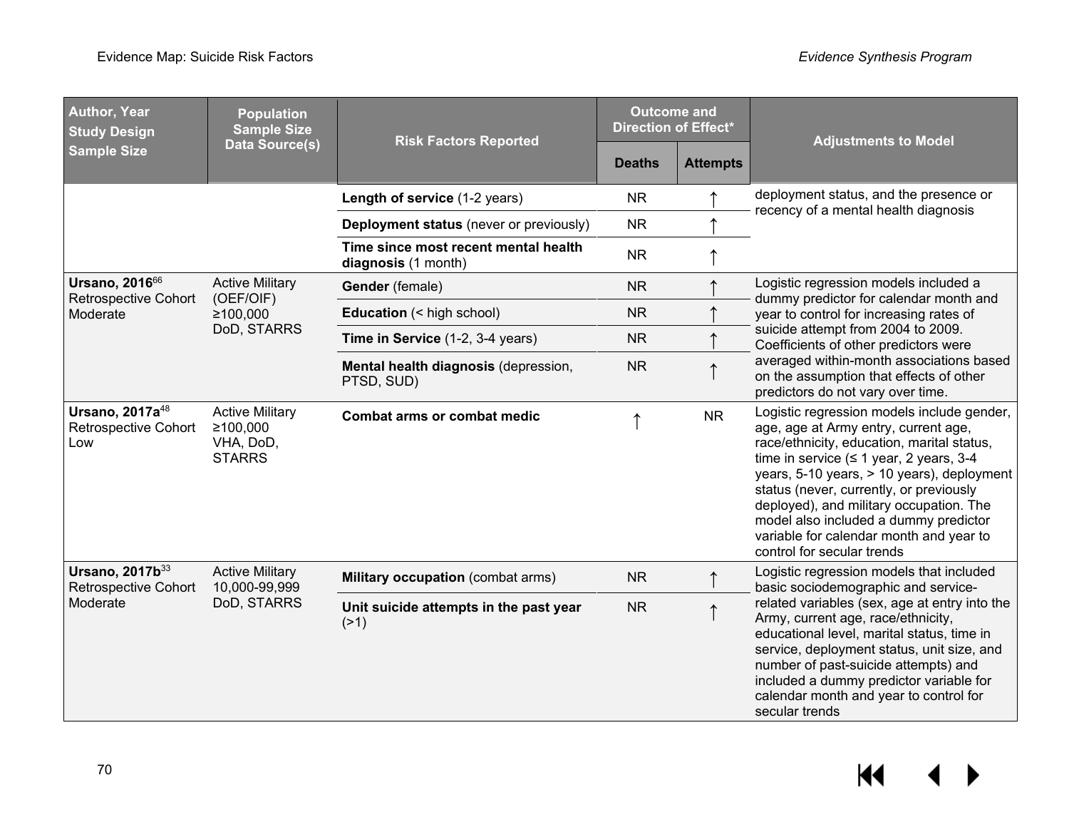| Author, Year<br>Study Design<br>Sample Size | Population<br>Sample Size<br>Data Source(s) | Risk Factors Reported | Outcome and Direction of Effect* | | Adjustments to Model |
|---|---|---|---|---|---|
| | | | Deaths | Attempts | |
| | | **Length of service** (1-2 years) | NR | ↑ | deployment status, and the presence or recency of a mental health diagnosis |
| | | **Deployment status** (never or previously) | NR | ↑ | |
| | | **Time since most recent mental health diagnosis** (1 month) | NR | ↑ | |
| **Ursano, 2016**[66]<br>Retrospective Cohort<br>Moderate | Active Military (OEF/OIF)<br>≥100,000<br>DoD, STARRS | **Gender** (female) | NR | ↑ | Logistic regression models included a dummy predictor for calendar month and year to control for increasing rates of suicide attempt from 2004 to 2009. Coefficients of other predictors were averaged within-month associations based on the assumption that effects of other predictors do not vary over time. |
| | | **Education** (< high school) | NR | ↑ | |
| | | **Time in Service** (1-2, 3-4 years) | NR | ↑ | |
| | | **Mental health diagnosis** (depression, PTSD, SUD) | NR | ↑ | |
| **Ursano, 2017a**[48]<br>Retrospective Cohort<br>Low | Active Military<br>≥100,000<br>VHA, DoD, STARRS | **Combat arms or combat medic** | ↑ | NR | Logistic regression models include gender, age, age at Army entry, current age, race/ethnicity, education, marital status, time in service (≤ 1 year, 2 years, 3-4 years, 5-10 years, > 10 years), deployment status (never, currently, or previously deployed), and military occupation. The model also included a dummy predictor variable for calendar month and year to control for secular trends |
| **Ursano, 2017b**[33]<br>Retrospective Cohort<br>Moderate | Active Military<br>10,000-99,999<br>DoD, STARRS | **Military occupation** (combat arms) | NR | ↑ | Logistic regression models that included basic sociodemographic and service-related variables (sex, age at entry into the Army, current age, race/ethnicity, educational level, marital status, time in service, deployment status, unit size, and number of past-suicide attempts) and included a dummy predictor variable for calendar month and year to control for secular trends |
| | | **Unit suicide attempts in the past year** (>1) | NR | ↑ | |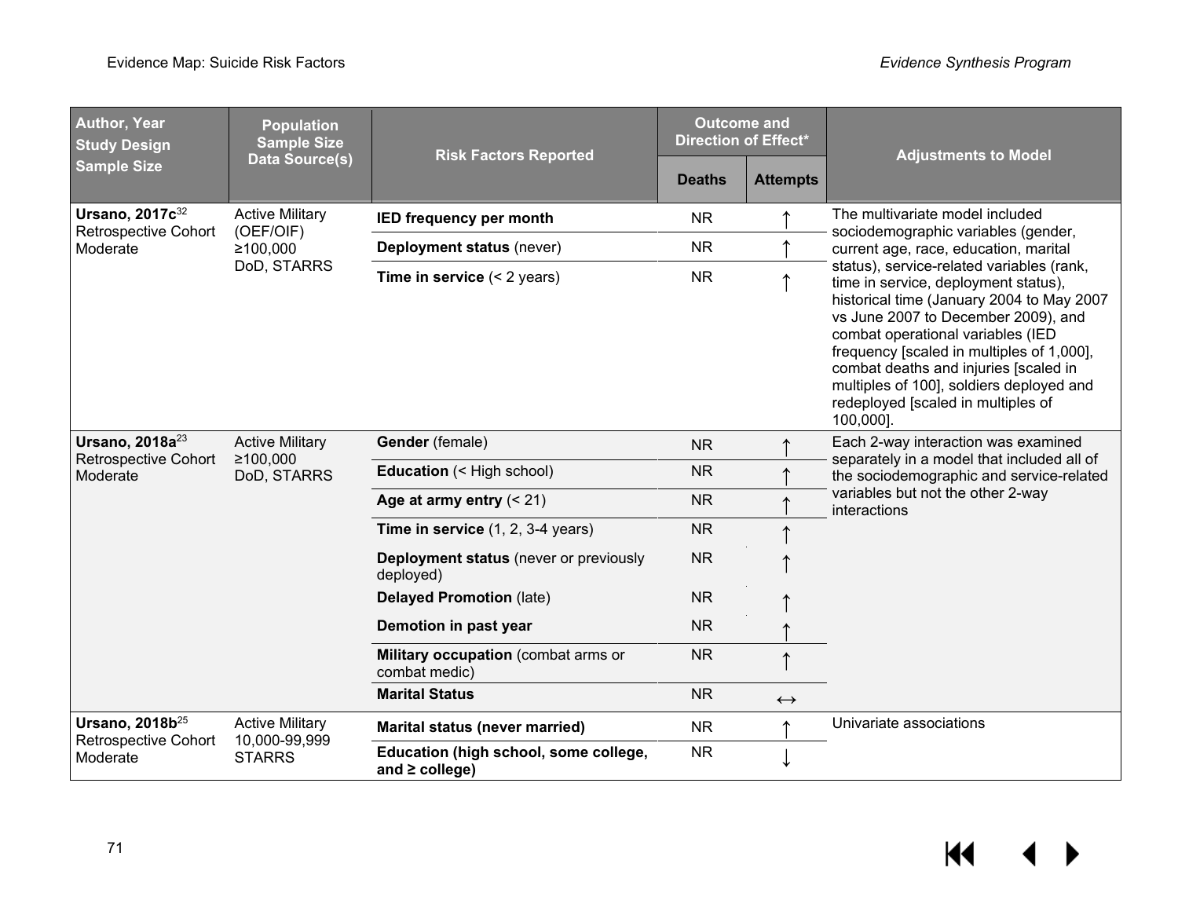| Author, Year Study Design Sample Size | Population Sample Size Data Source(s) | Risk Factors Reported | Outcome and Direction of Effect* | | Adjustments to Model |
|---|---|---|---|---|---|
| | | | Deaths | Attempts | |
| **Ursano, 2017c**[32] Retrospective Cohort Moderate | Active Military (OEF/OIF) ≥100,000 DoD, STARRS | **IED frequency per month** | NR | ↑ | The multivariate model included sociodemographic variables (gender, current age, race, education, marital status), service-related variables (rank, time in service, deployment status), historical time (January 2004 to May 2007 vs June 2007 to December 2009), and combat operational variables (IED frequency [scaled in multiples of 1,000], combat deaths and injuries [scaled in multiples of 100], soldiers deployed and redeployed [scaled in multiples of 100,000]. |
| | | **Deployment status** (never) | NR | ↑ | |
| | | **Time in service** (< 2 years) | NR | ↑ | |
| **Ursano, 2018a**[23] Retrospective Cohort Moderate | Active Military ≥100,000 DoD, STARRS | **Gender** (female) | NR | ↑ | Each 2-way interaction was examined separately in a model that included all of the sociodemographic and service-related variables but not the other 2-way interactions |
| | | **Education** (< High school) | NR | ↑ | |
| | | **Age at army entry** (< 21) | NR | ↑ | |
| | | **Time in service** (1, 2, 3-4 years) | NR | ↑ | |
| | | **Deployment status** (never or previously deployed) | NR | ↑ | |
| | | **Delayed Promotion** (late) | NR | ↑ | |
| | | **Demotion in past year** | NR | ↑ | |
| | | **Military occupation** (combat arms or combat medic) | NR | ↑ | |
| | | **Marital Status** | NR | ↔ | |
| **Ursano, 2018b**[25] Retrospective Cohort Moderate | Active Military 10,000-99,999 STARRS | **Marital status (never married)** | NR | ↑ | Univariate associations |
| | | **Education (high school, some college, and ≥ college)** | NR | ↓ | |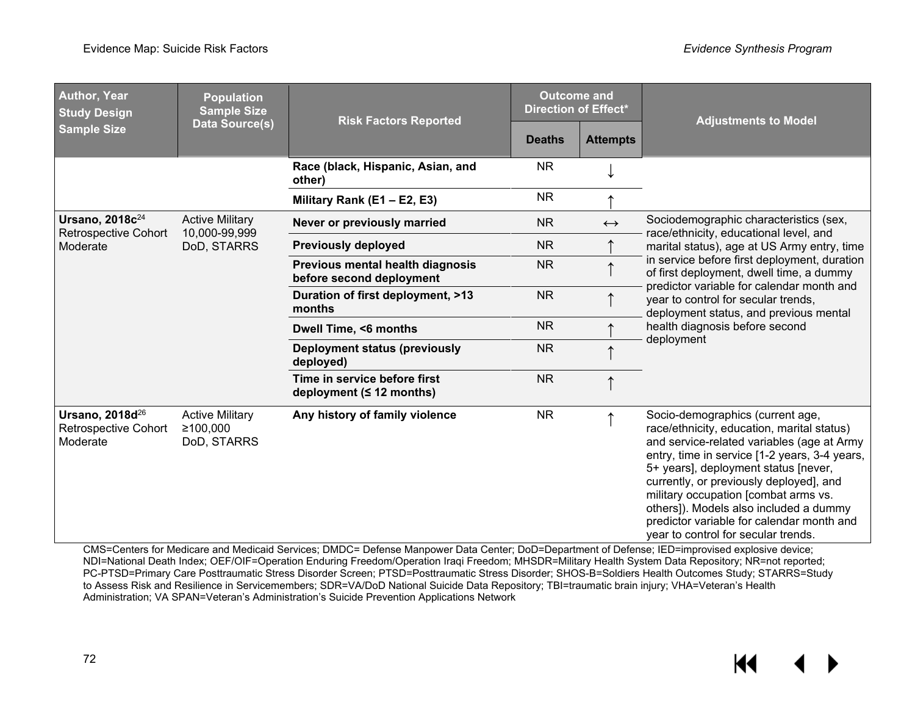| Author, Year<br>Study Design<br>Sample Size | Population<br>Sample Size<br>Data Source(s) | Risk Factors Reported | Outcome and Direction of Effect* | | Adjustments to Model |
|---|---|---|---|---|---|
| | | | **Deaths** | **Attempts** | |
| | | **Race (black, Hispanic, Asian, and other)** | NR | ↓ | |
| | | **Military Rank (E1 – E2, E3)** | NR | ↑ | |
| **Ursano, 2018c**[24]<br>Retrospective Cohort<br>Moderate | Active Military<br>10,000-99,999<br>DoD, STARRS | **Never or previously married** | NR | ↔ | Sociodemographic characteristics (sex, race/ethnicity, educational level, and marital status), age at US Army entry, time in service before first deployment, duration of first deployment, dwell time, a dummy predictor variable for calendar month and year to control for secular trends, deployment status, and previous mental health diagnosis before second deployment |
| | | **Previously deployed** | NR | ↑ | |
| | | **Previous mental health diagnosis before second deployment** | NR | ↑ | |
| | | **Duration of first deployment, >13 months** | NR | ↑ | |
| | | **Dwell Time, <6 months** | NR | ↑ | |
| | | **Deployment status (previously deployed)** | NR | ↑ | |
| | | **Time in service before first deployment (≤ 12 months)** | NR | ↑ | |
| **Ursano, 2018d**[26]<br>Retrospective Cohort<br>Moderate | Active Military<br>≥100,000<br>DoD, STARRS | **Any history of family violence** | NR | ↑ | Socio-demographics (current age, race/ethnicity, education, marital status) and service-related variables (age at Army entry, time in service [1-2 years, 3-4 years, 5+ years], deployment status [never, currently, or previously deployed], and military occupation [combat arms vs. others]). Models also included a dummy predictor variable for calendar month and year to control for secular trends. |

CMS=Centers for Medicare and Medicaid Services; DMDC= Defense Manpower Data Center; DoD=Department of Defense; IED=improvised explosive device; NDI=National Death Index; OEF/OIF=Operation Enduring Freedom/Operation Iraqi Freedom; MHSDR=Military Health System Data Repository; NR=not reported; PC-PTSD=Primary Care Posttraumatic Stress Disorder Screen; PTSD=Posttraumatic Stress Disorder; SHOS-B=Soldiers Health Outcomes Study; STARRS=Study to Assess Risk and Resilience in Servicemembers; SDR=VA/DoD National Suicide Data Repository; TBI=traumatic brain injury; VHA=Veteran's Health Administration; VA SPAN=Veteran's Administration's Suicide Prevention Applications Network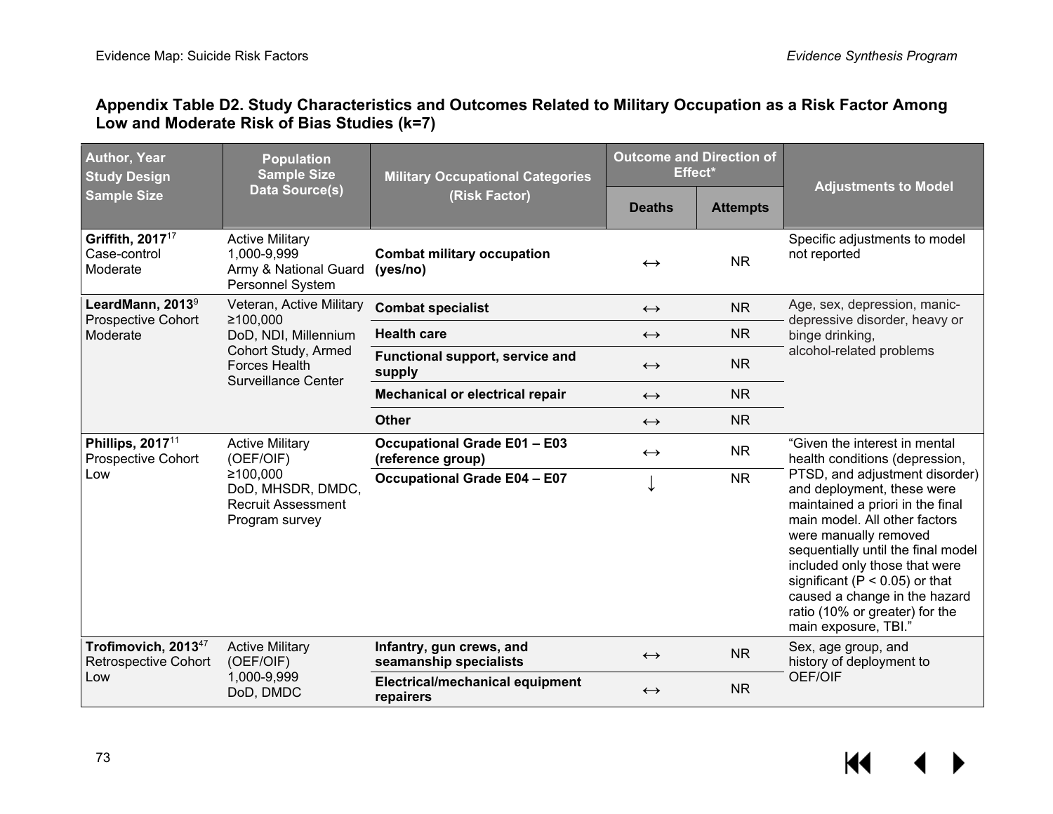**Appendix Table D2. Study Characteristics and Outcomes Related to Military Occupation as a Risk Factor Among Low and Moderate Risk of Bias Studies (k=7)**

| Author, Year<br>Study Design<br>Sample Size | Population<br>Sample Size<br>Data Source(s) | Military Occupational Categories<br>(Risk Factor) | Outcome and Direction of Effect* | | Adjustments to Model |
|---|---|---|---|---|---|
| | | | Deaths | Attempts | |
| **Griffith, 2017**[17]<br>Case-control<br>Moderate | Active Military<br>1,000-9,999<br>Army & National Guard Personnel System | **Combat military occupation (yes/no)** | ↔ | NR | Specific adjustments to model not reported |
| **LeardMann, 2013**[9]<br>Prospective Cohort<br>Moderate | Veteran, Active Military<br>≥100,000<br>DoD, NDI, Millennium Cohort Study, Armed Forces Health Surveillance Center | **Combat specialist** | ↔ | NR | Age, sex, depression, manic-depressive disorder, heavy or binge drinking, alcohol-related problems |
| | | **Health care** | ↔ | NR | |
| | | **Functional support, service and supply** | ↔ | NR | |
| | | **Mechanical or electrical repair** | ↔ | NR | |
| | | **Other** | ↔ | NR | |
| **Phillips, 2017**[11]<br>Prospective Cohort<br>Low | Active Military (OEF/OIF)<br>≥100,000<br>DoD, MHSDR, DMDC, Recruit Assessment Program survey | **Occupational Grade E01 – E03 (reference group)** | ↔ | NR | "Given the interest in mental health conditions (depression, PTSD, and adjustment disorder) and deployment, these were maintained a priori in the final main model. All other factors were manually removed sequentially until the final model included only those that were significant (P < 0.05) or that caused a change in the hazard ratio (10% or greater) for the main exposure, TBI." |
| | | **Occupational Grade E04 – E07** | ↓ | NR | |
| **Trofimovich, 2013**[47]<br>Retrospective Cohort<br>Low | Active Military (OEF/OIF)<br>1,000-9,999<br>DoD, DMDC | **Infantry, gun crews, and seamanship specialists** | ↔ | NR | Sex, age group, and history of deployment to OEF/OIF |
| | | **Electrical/mechanical equipment repairers** | ↔ | NR | |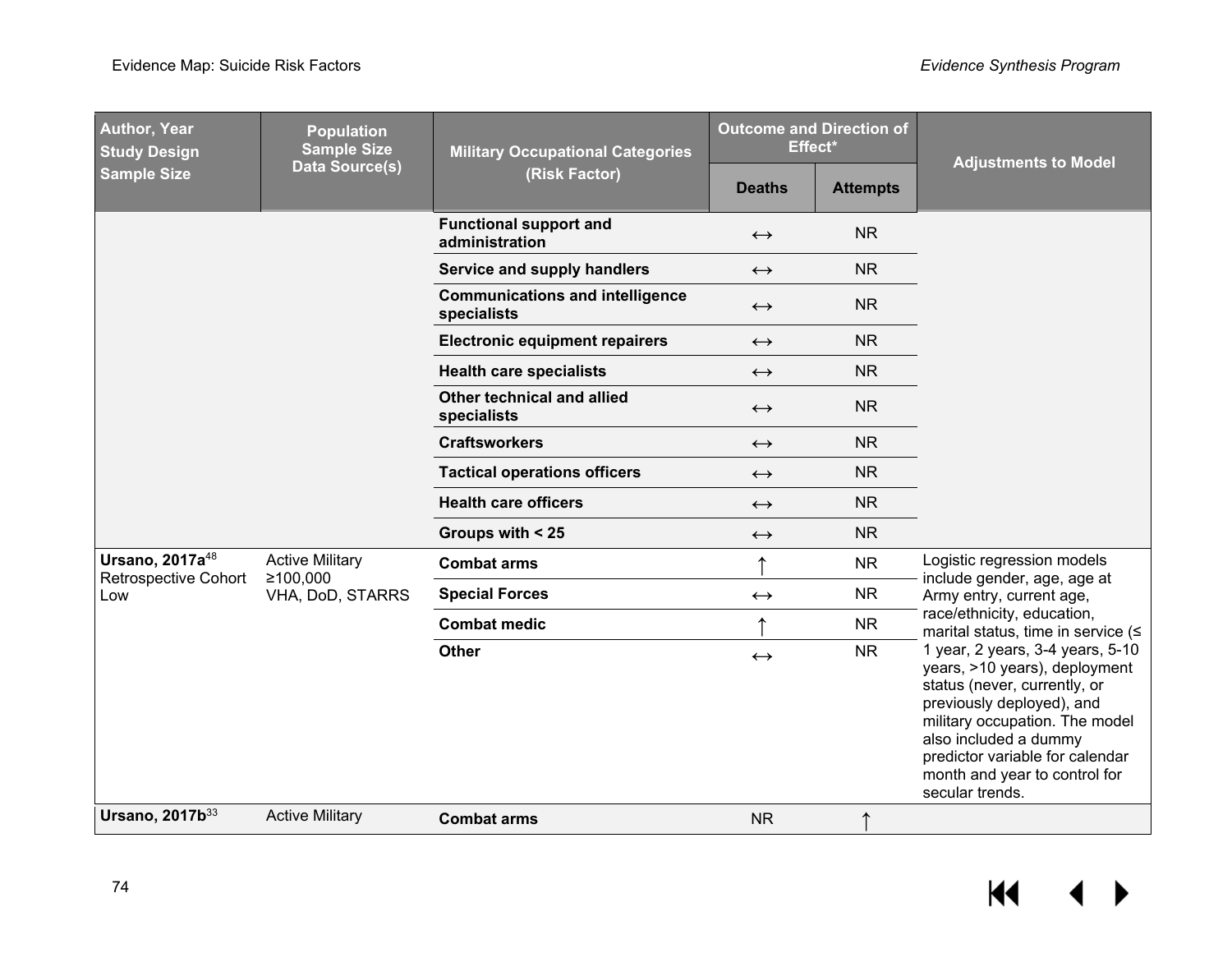| Author, Year<br>Study Design<br>Sample Size | Population<br>Sample Size<br>Data Source(s) | Military Occupational Categories<br>(Risk Factor) | Outcome and Direction of Effect* | | Adjustments to Model |
|---|---|---|---|---|---|
| | | | Deaths | Attempts | |
| | | **Functional support and administration** | ↔ | NR | |
| | | **Service and supply handlers** | ↔ | NR | |
| | | **Communications and intelligence specialists** | ↔ | NR | |
| | | **Electronic equipment repairers** | ↔ | NR | |
| | | **Health care specialists** | ↔ | NR | |
| | | **Other technical and allied specialists** | ↔ | NR | |
| | | **Craftsworkers** | ↔ | NR | |
| | | **Tactical operations officers** | ↔ | NR | |
| | | **Health care officers** | ↔ | NR | |
| | | **Groups with < 25** | ↔ | NR | |
| **Ursano, 2017a**[48]<br>Retrospective Cohort<br>Low | Active Military<br>≥100,000<br>VHA, DoD, STARRS | **Combat arms** | ↑ | NR | Logistic regression models include gender, age, age at Army entry, current age, race/ethnicity, education, marital status, time in service (≤ 1 year, 2 years, 3-4 years, 5-10 years, >10 years), deployment status (never, currently, or previously deployed), and military occupation. The model also included a dummy predictor variable for calendar month and year to control for secular trends. |
| | | **Special Forces** | ↔ | NR | |
| | | **Combat medic** | ↑ | NR | |
| | | **Other** | ↔ | NR | |
| **Ursano, 2017b**[33] | Active Military | **Combat arms** | NR | ↑ | |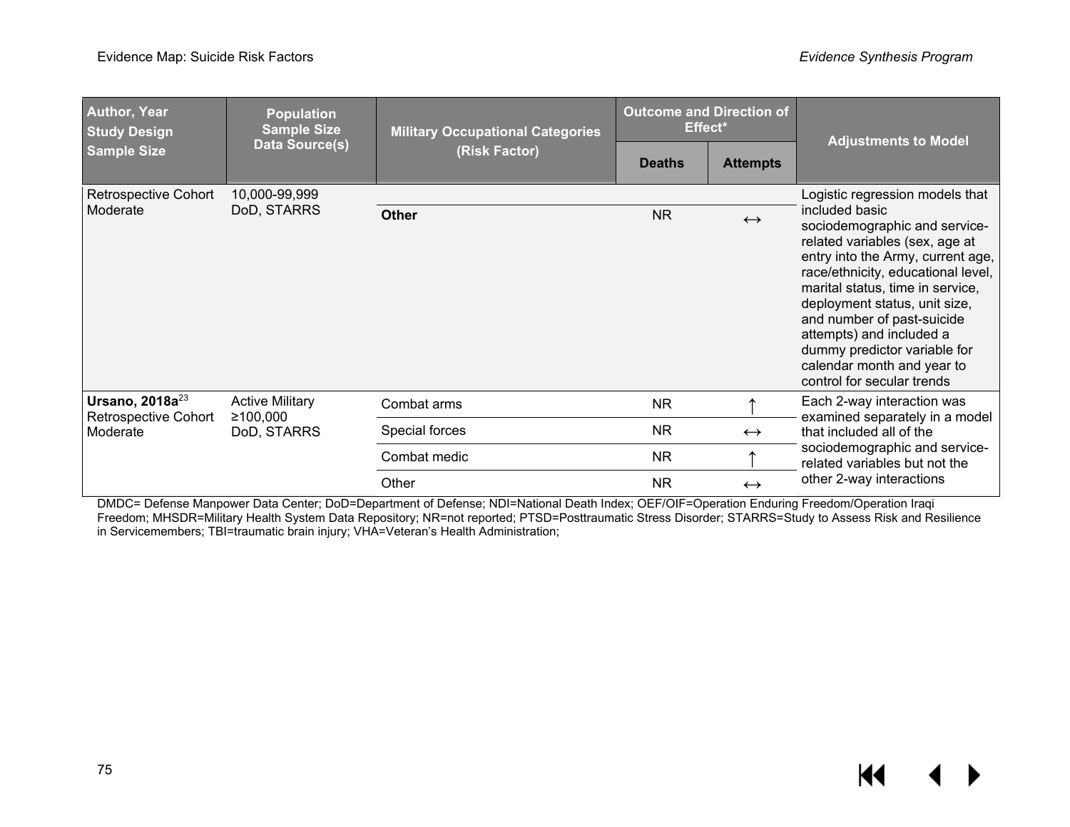| Author, Year Study Design Sample Size | Population Sample Size Data Source(s) | Military Occupational Categories (Risk Factor) | Outcome and Direction of Effect* | | Adjustments to Model |
|---|---|---|---|---|---|
| | | | Deaths | Attempts | |
| Retrospective Cohort Moderate | 10,000-99,999 DoD, STARRS | | | | Logistic regression models that included basic sociodemographic and service-related variables (sex, age at entry into the Army, current age, race/ethnicity, educational level, marital status, time in service, deployment status, unit size, and number of past-suicide attempts) and included a dummy predictor variable for calendar month and year to control for secular trends |
| | | **Other** | NR | ↔ | |
| **Ursano, 2018a**[23] Retrospective Cohort Moderate | Active Military ≥100,000 DoD, STARRS | Combat arms | NR | ↑ | Each 2-way interaction was examined separately in a model that included all of the sociodemographic and service-related variables but not the other 2-way interactions |
| | | Special forces | NR | ↔ | |
| | | Combat medic | NR | ↑ | |
| | | Other | NR | ↔ | |

DMDC= Defense Manpower Data Center; DoD=Department of Defense; NDI=National Death Index; OEF/OIF=Operation Enduring Freedom/Operation Iraqi Freedom; MHSDR=Military Health System Data Repository; NR=not reported; PTSD=Posttraumatic Stress Disorder; STARRS=Study to Assess Risk and Resilience in Servicemembers; TBI=traumatic brain injury; VHA=Veteran's Health Administration;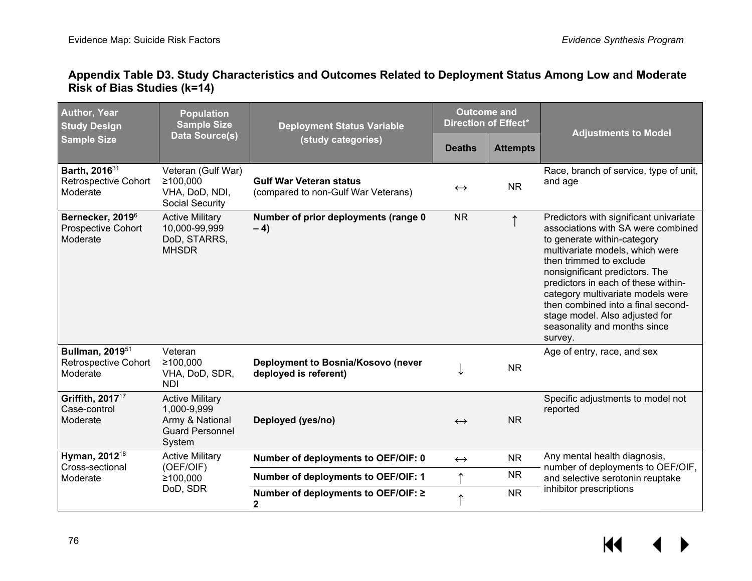### Appendix Table D3. Study Characteristics and Outcomes Related to Deployment Status Among Low and Moderate Risk of Bias Studies (k=14)

| Author, Year<br>Study Design<br>Sample Size | Population<br>Sample Size<br>Data Source(s) | Deployment Status Variable<br>(study categories) | Outcome and Direction of Effect* | | Adjustments to Model |
|---|---|---|---|---|---|
| | | | Deaths | Attempts | |
| **Barth, 2016**[31]<br>Retrospective Cohort<br>Moderate | Veteran (Gulf War)<br>≥100,000<br>VHA, DoD, NDI, Social Security | **Gulf War Veteran status**<br>(compared to non-Gulf War Veterans) | ↔ | NR | Race, branch of service, type of unit, and age |
| **Bernecker, 2019**[6]<br>Prospective Cohort<br>Moderate | Active Military<br>10,000-99,999<br>DoD, STARRS, MHSDR | **Number of prior deployments (range 0 – 4)** | NR | ↑ | Predictors with significant univariate associations with SA were combined to generate within-category multivariate models, which were then trimmed to exclude nonsignificant predictors. The predictors in each of these within-category multivariate models were then combined into a final second-stage model. Also adjusted for seasonality and months since survey. |
| **Bullman, 2019**[51]<br>Retrospective Cohort<br>Moderate | Veteran<br>≥100,000<br>VHA, DoD, SDR, NDI | **Deployment to Bosnia/Kosovo (never deployed is referent)** | ↓ | NR | Age of entry, race, and sex |
| **Griffith, 2017**[17]<br>Case-control<br>Moderate | Active Military<br>1,000-9,999<br>Army & National Guard Personnel System | **Deployed (yes/no)** | ↔ | NR | Specific adjustments to model not reported |
| **Hyman, 2012**[18]<br>Cross-sectional<br>Moderate | Active Military (OEF/OIF)<br>≥100,000<br>DoD, SDR | **Number of deployments to OEF/OIF: 0** | ↔ | NR | Any mental health diagnosis, number of deployments to OEF/OIF, and selective serotonin reuptake inhibitor prescriptions |
| | | **Number of deployments to OEF/OIF: 1** | ↑ | NR | |
| | | **Number of deployments to OEF/OIF: ≥ 2** | ↑ | NR | |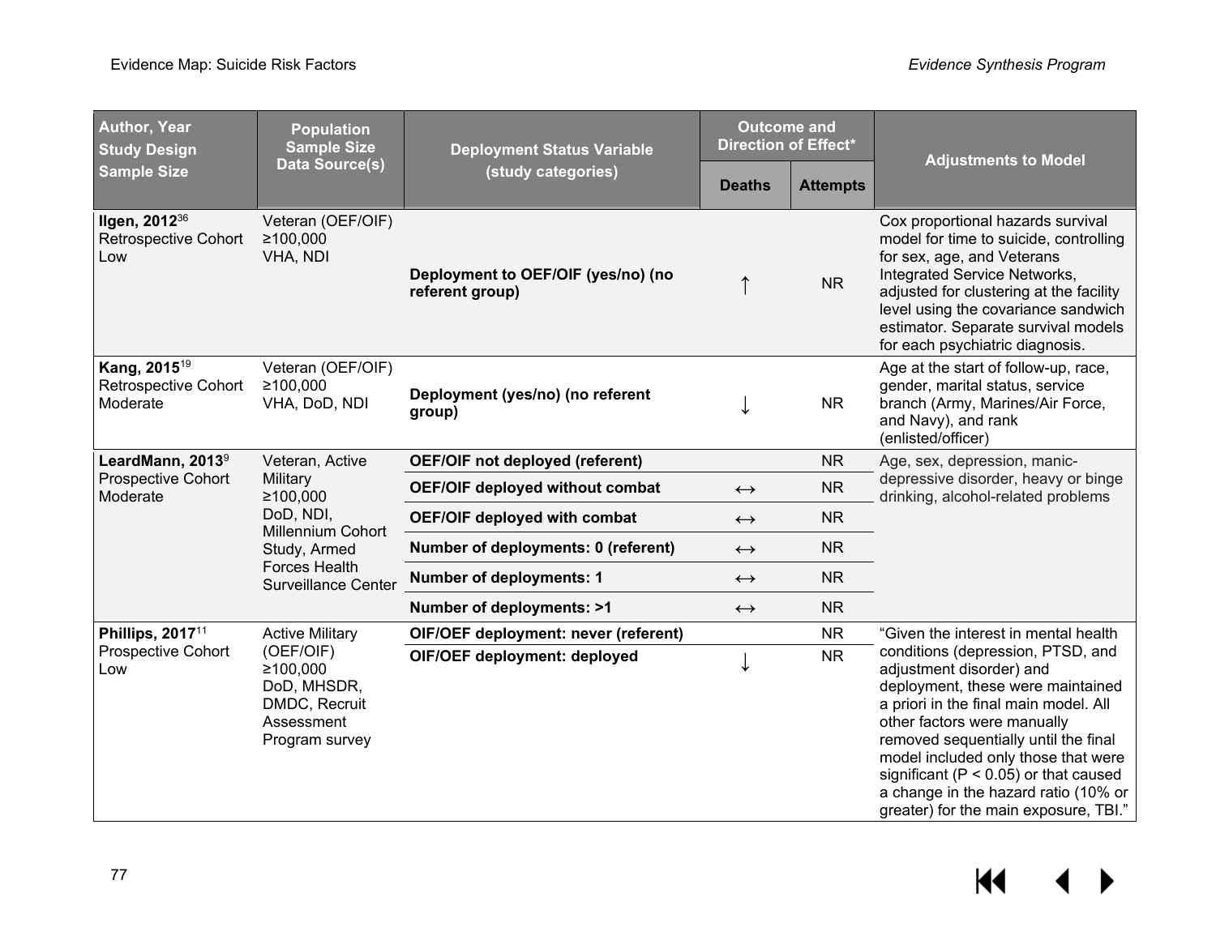| Author, Year Study Design Sample Size | Population Sample Size Data Source(s) | Deployment Status Variable (study categories) | Outcome and Direction of Effect* | | Adjustments to Model |
|---|---|---|---|---|---|
| | | | Deaths | Attempts | |
| **Ilgen, 2012**[36] Retrospective Cohort Low | Veteran (OEF/OIF) ≥100,000 VHA, NDI | **Deployment to OEF/OIF (yes/no) (no referent group)** | ↑ | NR | Cox proportional hazards survival model for time to suicide, controlling for sex, age, and Veterans Integrated Service Networks, adjusted for clustering at the facility level using the covariance sandwich estimator. Separate survival models for each psychiatric diagnosis. |
| **Kang, 2015**[19] Retrospective Cohort Moderate | Veteran (OEF/OIF) ≥100,000 VHA, DoD, NDI | **Deployment (yes/no) (no referent group)** | ↓ | NR | Age at the start of follow-up, race, gender, marital status, service branch (Army, Marines/Air Force, and Navy), and rank (enlisted/officer) |
| **LeardMann, 2013**[9] Prospective Cohort Moderate | Veteran, Active Military ≥100,000 DoD, NDI, Millennium Cohort Study, Armed Forces Health Surveillance Center | **OEF/OIF not deployed (referent)** | | NR | Age, sex, depression, manic-depressive disorder, heavy or binge drinking, alcohol-related problems |
| | | **OEF/OIF deployed without combat** | ↔ | NR | |
| | | **OEF/OIF deployed with combat** | ↔ | NR | |
| | | **Number of deployments: 0 (referent)** | ↔ | NR | |
| | | **Number of deployments: 1** | ↔ | NR | |
| | | **Number of deployments: >1** | ↔ | NR | |
| **Phillips, 2017**[11] Prospective Cohort Low | Active Military (OEF/OIF) ≥100,000 DoD, MHSDR, DMDC, Recruit Assessment Program survey | **OIF/OEF deployment: never (referent)** | | NR | "Given the interest in mental health conditions (depression, PTSD, and adjustment disorder) and deployment, these were maintained a priori in the final main model. All other factors were manually removed sequentially until the final model included only those that were significant ($P < 0.05$) or that caused a change in the hazard ratio (10% or greater) for the main exposure, TBI." |
| | | **OIF/OEF deployment: deployed** | ↓ | NR | |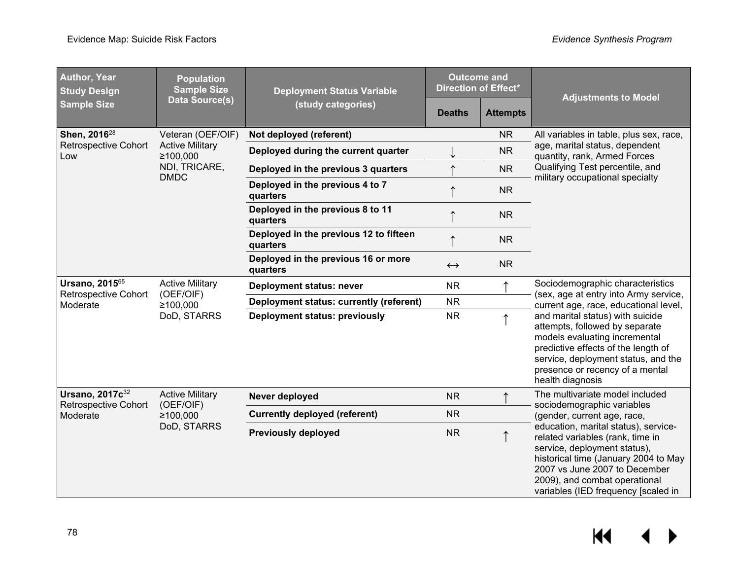| Author, Year<br>Study Design<br>Sample Size | Population<br>Sample Size<br>Data Source(s) | Deployment Status Variable<br>(study categories) | Outcome and Direction of Effect* | | Adjustments to Model |
|---|---|---|---|---|---|
| | | | Deaths | Attempts | |
| **Shen, 2016**[28]<br>Retrospective Cohort<br>Low | Veteran (OEF/OIF)<br>Active Military<br>≥100,000<br>NDI, TRICARE, DMDC | **Not deployed (referent)** | | NR | All variables in table, plus sex, race, age, marital status, dependent quantity, rank, Armed Forces Qualifying Test percentile, and military occupational specialty |
| | | **Deployed during the current quarter** | ↓ | NR | |
| | | **Deployed in the previous 3 quarters** | ↑ | NR | |
| | | **Deployed in the previous 4 to 7 quarters** | ↑ | NR | |
| | | **Deployed in the previous 8 to 11 quarters** | ↑ | NR | |
| | | **Deployed in the previous 12 to fifteen quarters** | ↑ | NR | |
| | | **Deployed in the previous 16 or more quarters** | ↔ | NR | |
| **Ursano, 2015**[65]<br>Retrospective Cohort<br>Moderate | Active Military (OEF/OIF)<br>≥100,000<br>DoD, STARRS | **Deployment status: never** | NR | ↑ | Sociodemographic characteristics (sex, age at entry into Army service, current age, race, educational level, and marital status) with suicide attempts, followed by separate models evaluating incremental predictive effects of the length of service, deployment status, and the presence or recency of a mental health diagnosis |
| | | **Deployment status: currently (referent)** | NR | | |
| | | **Deployment status: previously** | NR | ↑ | |
| **Ursano, 2017c**[32]<br>Retrospective Cohort<br>Moderate | Active Military (OEF/OIF)<br>≥100,000<br>DoD, STARRS | **Never deployed** | NR | ↑ | The multivariate model included sociodemographic variables (gender, current age, race, education, marital status), service-related variables (rank, time in service, deployment status), historical time (January 2004 to May 2007 vs June 2007 to December 2009), and combat operational variables (IED frequency [scaled in |
| | | **Currently deployed (referent)** | NR | | |
| | | **Previously deployed** | NR | ↑ | |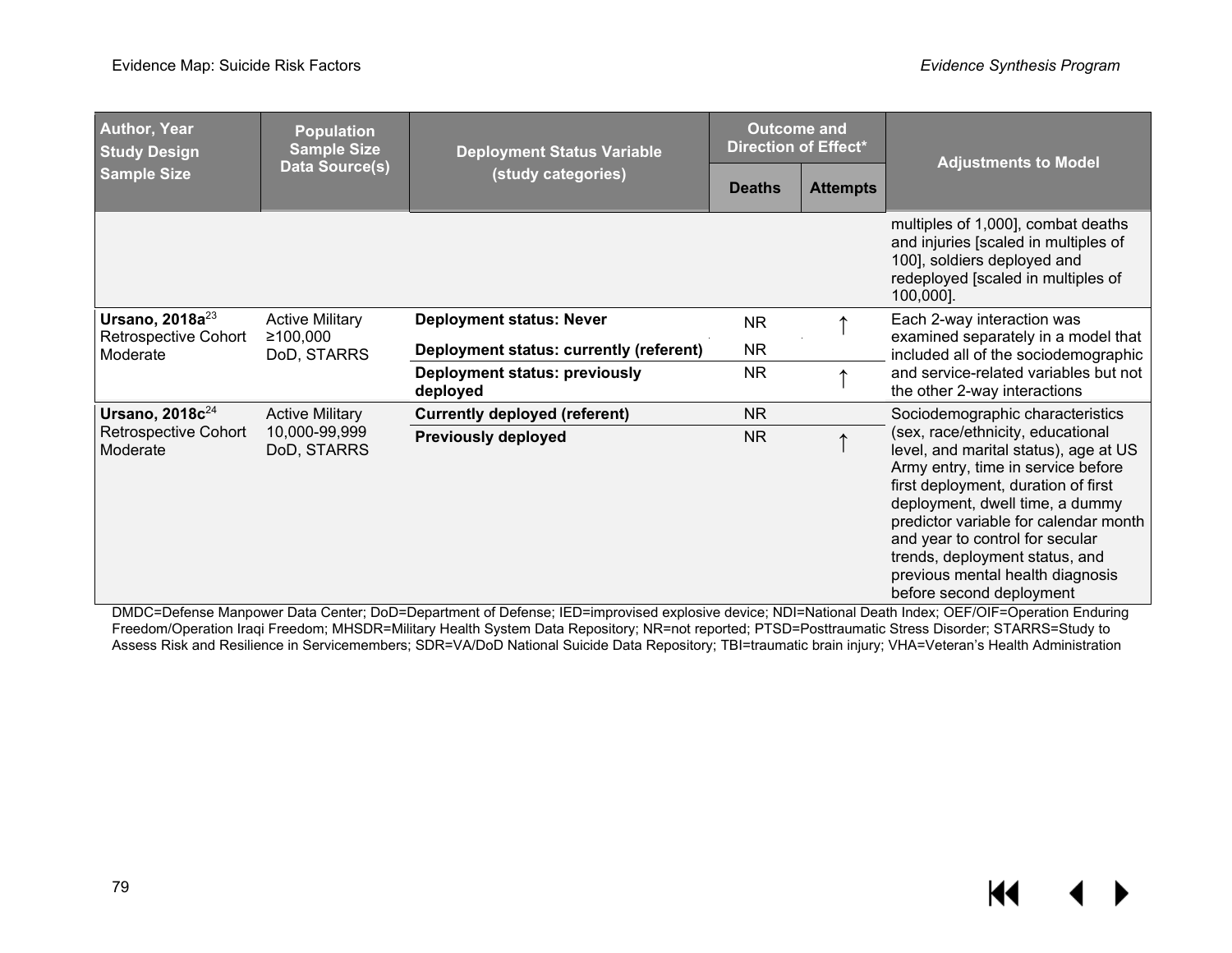| Author, Year<br>Study Design<br>Sample Size | Population<br>Sample Size<br>Data Source(s) | Deployment Status Variable<br>(study categories) | Outcome and Direction of Effect* | | Adjustments to Model |
|---|---|---|---|---|---|
| | | | Deaths | Attempts | |
| | | | | | multiples of 1,000], combat deaths and injuries [scaled in multiples of 100], soldiers deployed and redeployed [scaled in multiples of 100,000]. |
| **Ursano, 2018a**[23]<br>Retrospective Cohort<br>Moderate | Active Military<br>≥100,000<br>DoD, STARRS | **Deployment status: Never** | NR | ↑ | Each 2-way interaction was examined separately in a model that included all of the sociodemographic and service-related variables but not the other 2-way interactions |
| | | **Deployment status: currently (referent)** | NR | | |
| | | **Deployment status: previously deployed** | NR | ↑ | |
| **Ursano, 2018c**[24]<br>Retrospective Cohort<br>Moderate | Active Military<br>10,000-99,999<br>DoD, STARRS | **Currently deployed (referent)** | NR | | Sociodemographic characteristics (sex, race/ethnicity, educational level, and marital status), age at US Army entry, time in service before first deployment, duration of first deployment, dwell time, a dummy predictor variable for calendar month and year to control for secular trends, deployment status, and previous mental health diagnosis before second deployment |
| | | **Previously deployed** | NR | ↑ | |

DMDC=Defense Manpower Data Center; DoD=Department of Defense; IED=improvised explosive device; NDI=National Death Index; OEF/OIF=Operation Enduring Freedom/Operation Iraqi Freedom; MHSDR=Military Health System Data Repository; NR=not reported; PTSD=Posttraumatic Stress Disorder; STARRS=Study to Assess Risk and Resilience in Servicemembers; SDR=VA/DoD National Suicide Data Repository; TBI=traumatic brain injury; VHA=Veteran's Health Administration